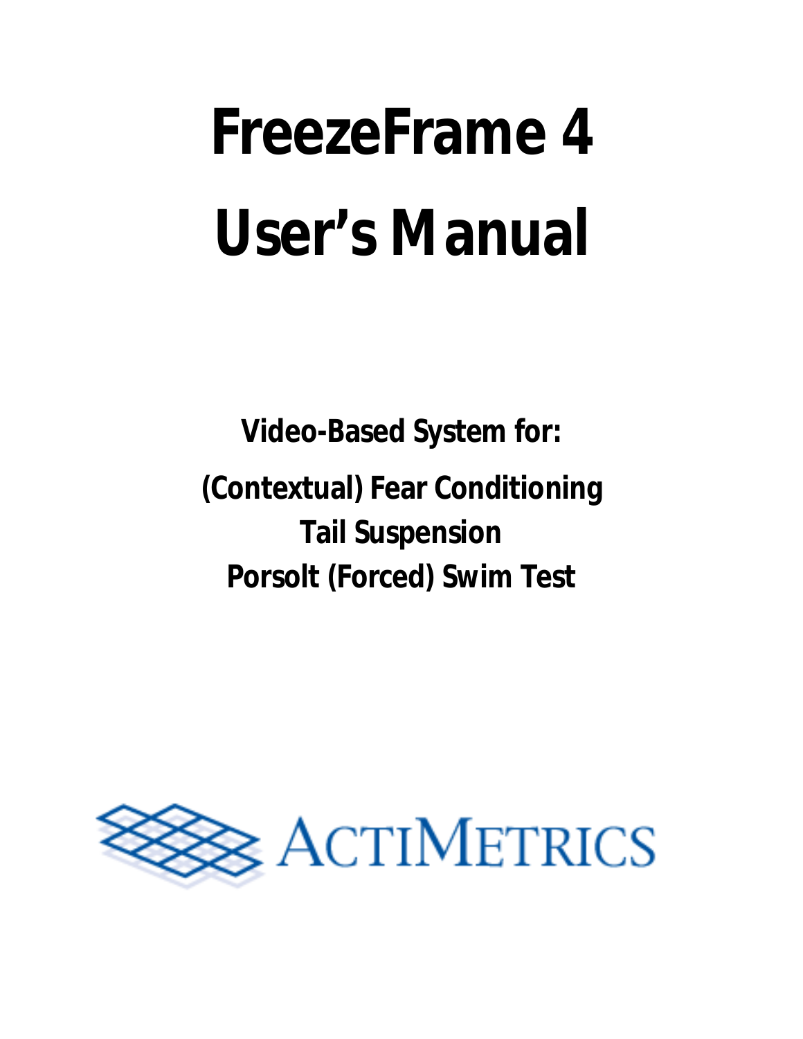# FreezeFrame 4 User's Manual

**Video-Based System for:**

**(Contextual) Fear Conditioning**

**Tail Suspension**

**Porsolt (Forced) Swim Test**

ACTIMETRICS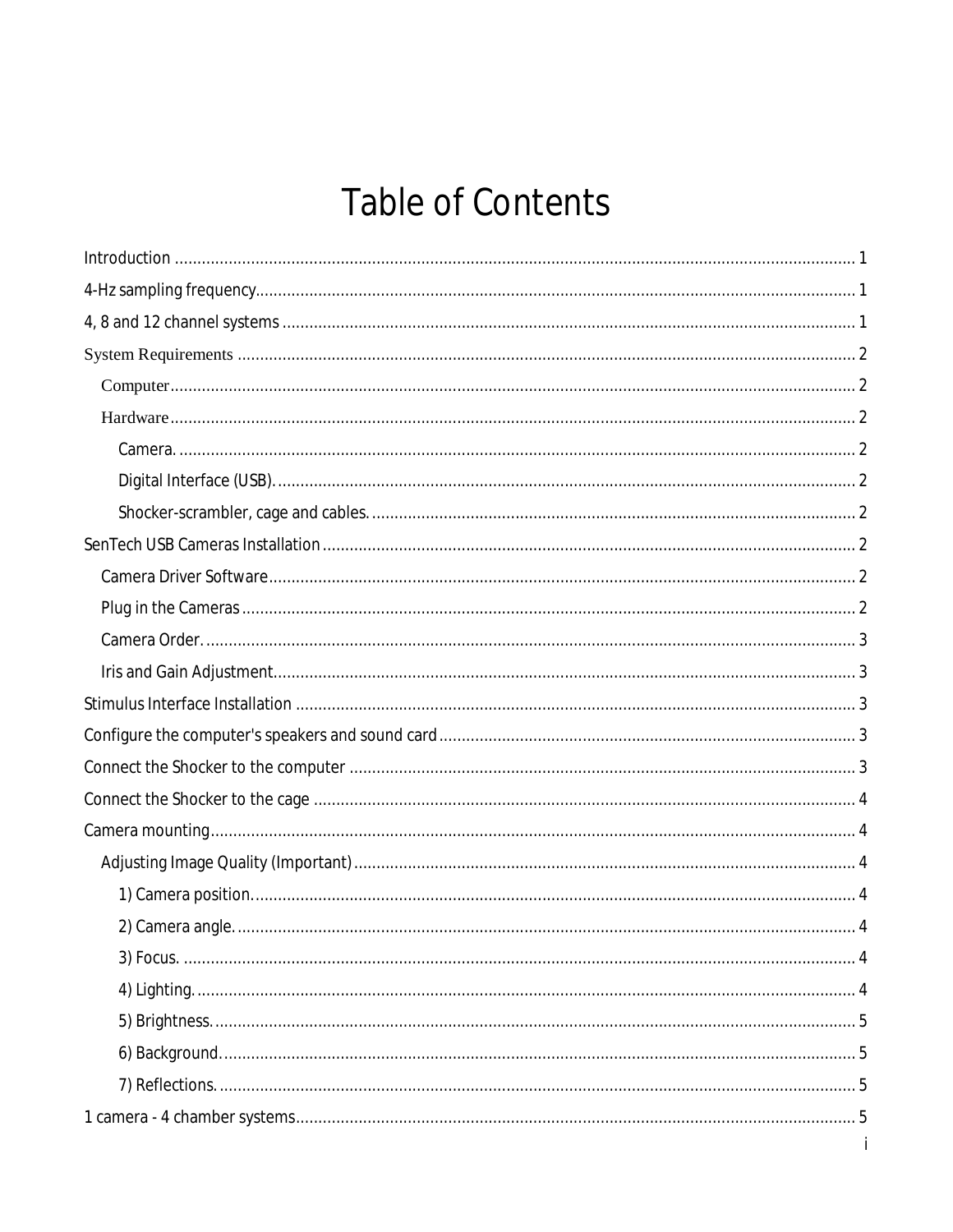# Table of Contents

Introduction ..................................................................................................................................... 1

4-Hz sampling frequency..................................................................................................................... 1

4, 8 and 12 channel systems ................................................................................................................ 1

System Requirements ......................................................................................................................... 2

- Computer........................................................................................................................................ 2
- Hardware........................................................................................................................................ 2
  - Camera. ..................................................................................................................................... 2
  - Digital Interface (USB). ................................................................................................................ 2
  - Shocker-scrambler, cage and cables. ........................................................................................... 2

SenTech USB Cameras Installation ..................................................................................................... 2

- Camera Driver Software................................................................................................................. 2
- Plug in the Cameras ....................................................................................................................... 2
- Camera Order. ............................................................................................................................... 3
- Iris and Gain Adjustment................................................................................................................ 3

Stimulus Interface Installation ............................................................................................................ 3

Configure the computer's speakers and sound card ............................................................................ 3

Connect the Shocker to the computer ................................................................................................ 3

Connect the Shocker to the cage ........................................................................................................ 4

Camera mounting................................................................................................................................ 4

- Adjusting Image Quality (Important) .............................................................................................. 4
  - 1) Camera position. ....................................................................................................................... 4
  - 2) Camera angle. ........................................................................................................................... 4
  - 3) Focus. ....................................................................................................................................... 4
  - 4) Lighting. .................................................................................................................................... 4
  - 5) Brightness. ................................................................................................................................ 5
  - 6) Background. ............................................................................................................................. 5
  - 7) Reflections. ............................................................................................................................... 5

1 camera - 4 chamber systems............................................................................................................ 5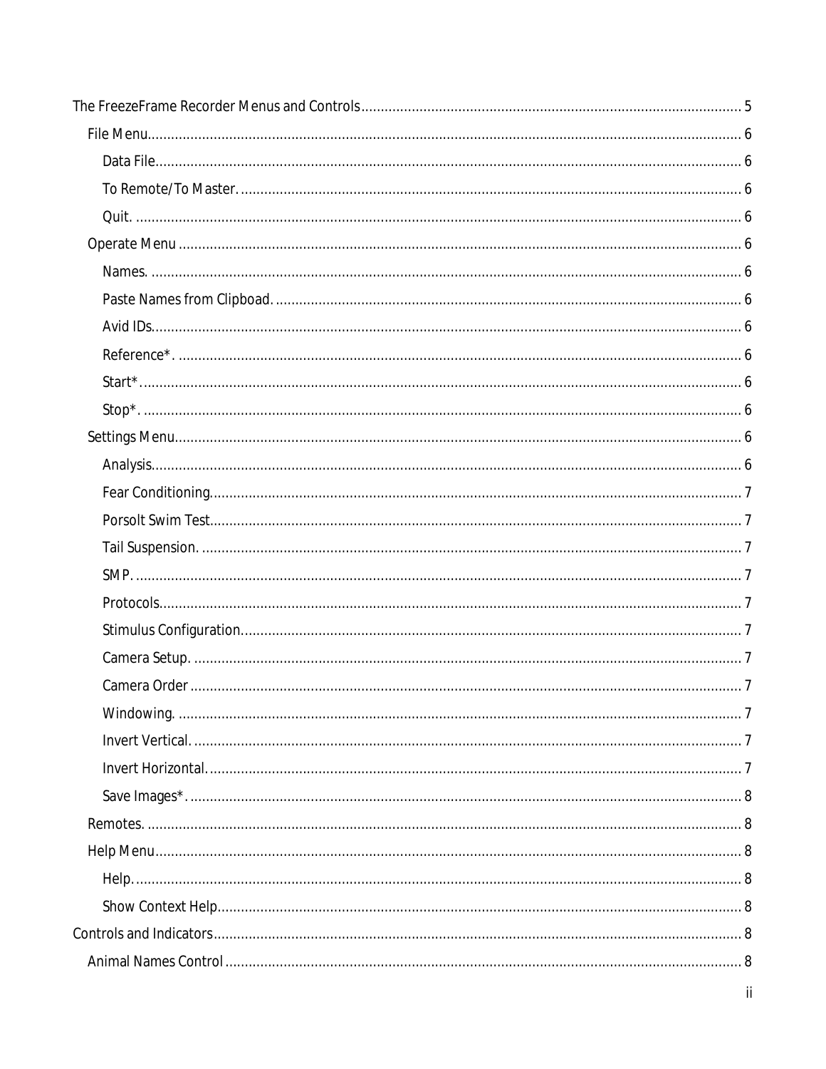The FreezeFrame Recorder Menus and Controls ..... 5

- File Menu ..... 6
  - Data File ..... 6
  - To Remote/To Master. ..... 6
  - Quit. ..... 6
- Operate Menu ..... 6
  - Names. ..... 6
  - Paste Names from Clipboad. ..... 6
  - Avid IDs ..... 6
  - Reference*. ..... 6
  - Start*. ..... 6
  - Stop*. ..... 6
- Settings Menu ..... 6
  - Analysis ..... 6
  - Fear Conditioning ..... 7
  - Porsolt Swim Test ..... 7
  - Tail Suspension. ..... 7
  - SMP. ..... 7
  - Protocols ..... 7
  - Stimulus Configuration. ..... 7
  - Camera Setup. ..... 7
  - Camera Order ..... 7
  - Windowing. ..... 7
  - Invert Vertical. ..... 7
  - Invert Horizontal. ..... 7
  - Save Images*. ..... 8
- Remotes. ..... 8
- Help Menu ..... 8
  - Help. ..... 8
  - Show Context Help ..... 8

Controls and Indicators ..... 8

- Animal Names Control ..... 8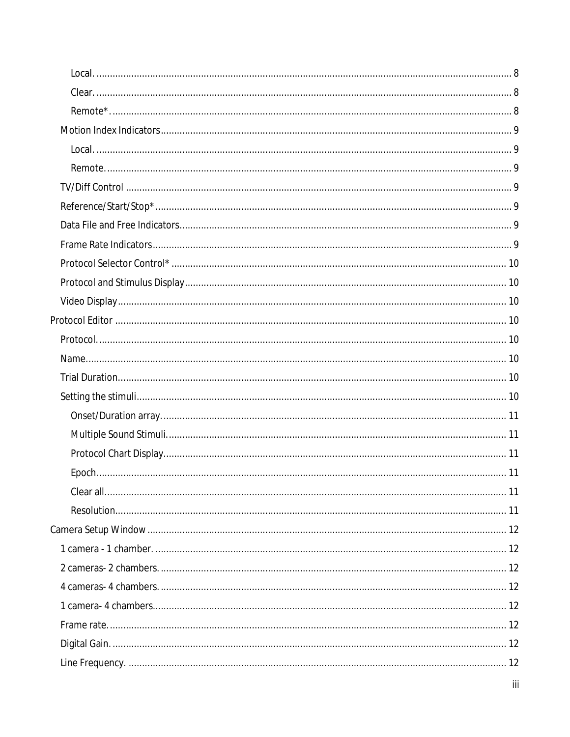- Local. ........................................................................................................................................... 8
- Clear. ........................................................................................................................................... 8
- Remote*. ...................................................................................................................................... 8

Motion Index Indicators ................................................................................................................ 9

- Local. ........................................................................................................................................... 9
- Remote. ....................................................................................................................................... 9

TV/Diff Control ............................................................................................................................... 9

Reference/Start/Stop* .................................................................................................................... 9

Data File and Free Indicators ......................................................................................................... 9

Frame Rate Indicators .................................................................................................................... 9

Protocol Selector Control* ............................................................................................................ 10

Protocol and Stimulus Display ...................................................................................................... 10

Video Display ................................................................................................................................ 10

Protocol Editor ................................................................................................................................. 10

Protocol. ........................................................................................................................................ 10

Name. ............................................................................................................................................ 10

Trial Duration. ............................................................................................................................... 10

Setting the stimuli ......................................................................................................................... 10

- Onset/Duration array. ................................................................................................................ 11
- Multiple Sound Stimuli. ............................................................................................................. 11
- Protocol Chart Display. .............................................................................................................. 11
- Epoch. ........................................................................................................................................ 11
- Clear all. ..................................................................................................................................... 11
- Resolution. ................................................................................................................................. 11

Camera Setup Window ..................................................................................................................... 12

1 camera - 1 chamber. .................................................................................................................. 12

2 cameras- 2 chambers. ................................................................................................................. 12

4 cameras- 4 chambers. ................................................................................................................. 12

1 camera- 4 chambers. .................................................................................................................. 12

Frame rate. .................................................................................................................................... 12

Digital Gain. .................................................................................................................................. 12

Line Frequency. ............................................................................................................................ 12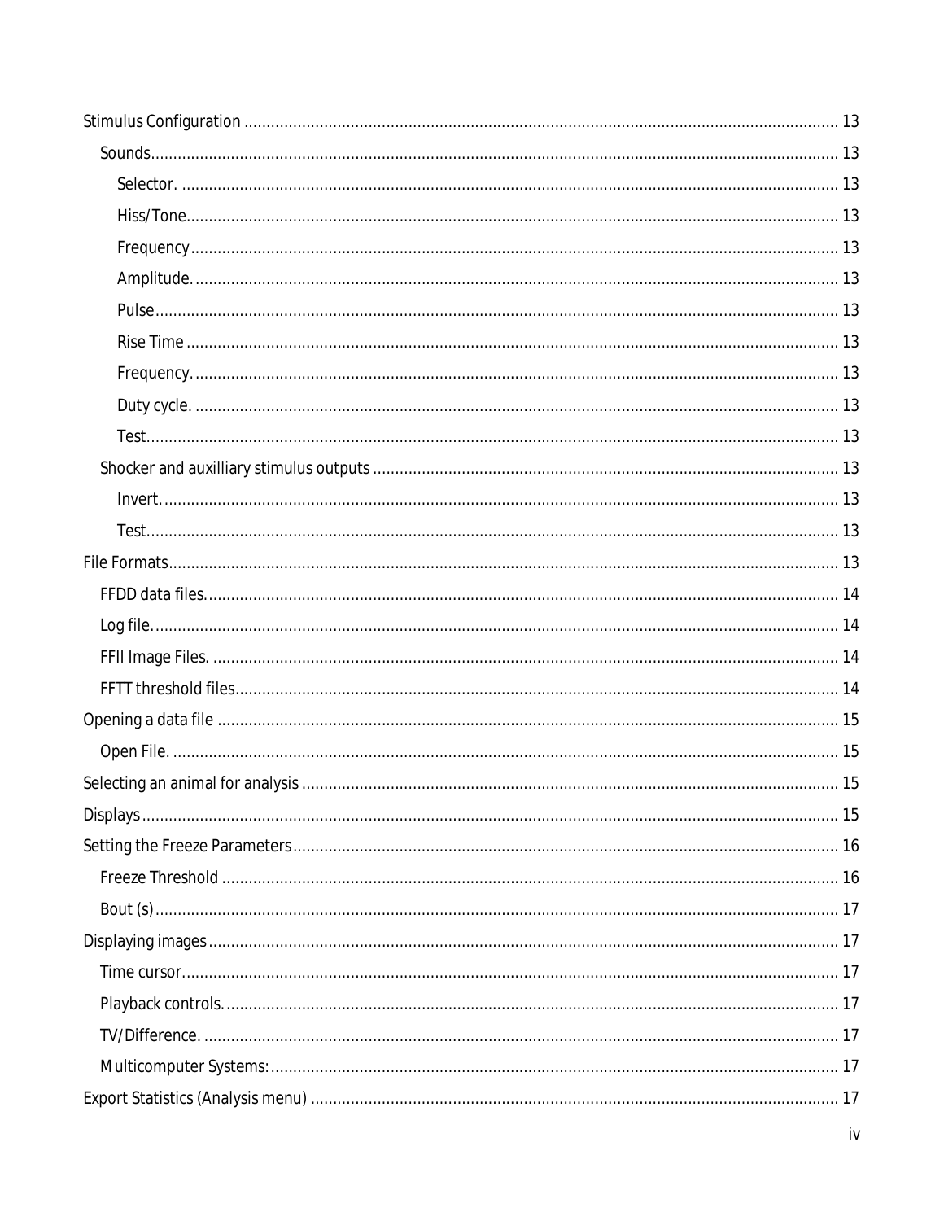- Stimulus Configuration ..... 13
  - Sounds ..... 13
    - Selector. ..... 13
    - Hiss/Tone ..... 13
    - Frequency ..... 13
    - Amplitude. ..... 13
    - Pulse ..... 13
    - Rise Time ..... 13
    - Frequency. ..... 13
    - Duty cycle. ..... 13
    - Test ..... 13
  - Shocker and auxilliary stimulus outputs ..... 13
    - Invert. ..... 13
    - Test ..... 13
- File Formats ..... 13
  - FFDD data files. ..... 14
  - Log file. ..... 14
  - FFII Image Files. ..... 14
  - FFTT threshold files ..... 14
- Opening a data file ..... 15
  - Open File. ..... 15
- Selecting an animal for analysis ..... 15
- Displays ..... 15
- Setting the Freeze Parameters ..... 16
  - Freeze Threshold ..... 16
  - Bout (s) ..... 17
- Displaying images ..... 17
  - Time cursor ..... 17
  - Playback controls. ..... 17
  - TV/Difference. ..... 17
  - Multicomputer Systems: ..... 17
- Export Statistics (Analysis menu) ..... 17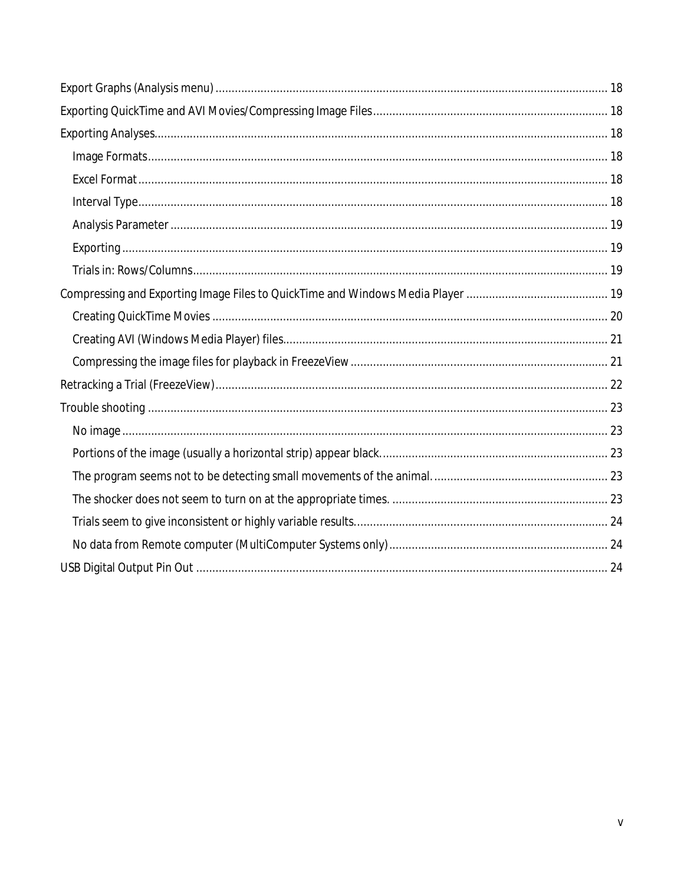Export Graphs (Analysis menu) ........................................................................................................................ 18

Exporting QuickTime and AVI Movies/Compressing Image Files ........................................................................ 18

Exporting Analyses........................................................................................................................................... 18

- Image Formats ............................................................................................................................................ 18
- Excel Format ............................................................................................................................................... 18
- Interval Type ............................................................................................................................................... 18
- Analysis Parameter ..................................................................................................................................... 19
- Exporting .................................................................................................................................................... 19
- Trials in: Rows/Columns .............................................................................................................................. 19

Compressing and Exporting Image Files to QuickTime and Windows Media Player ............................................ 19

- Creating QuickTime Movies ......................................................................................................................... 20
- Creating AVI (Windows Media Player) files................................................................................................... 21
- Compressing the image files for playback in FreezeView .............................................................................. 21

Retracking a Trial (FreezeView)........................................................................................................................ 22

Trouble shooting ............................................................................................................................................. 23

- No image .................................................................................................................................................... 23
- Portions of the image (usually a horizontal strip) appear black...................................................................... 23
- The program seems not to be detecting small movements of the animal. ..................................................... 23
- The shocker does not seem to turn on at the appropriate times. .................................................................. 23
- Trials seem to give inconsistent or highly variable results............................................................................. 24
- No data from Remote computer (MultiComputer Systems only) ................................................................... 24

USB Digital Output Pin Out .............................................................................................................................. 24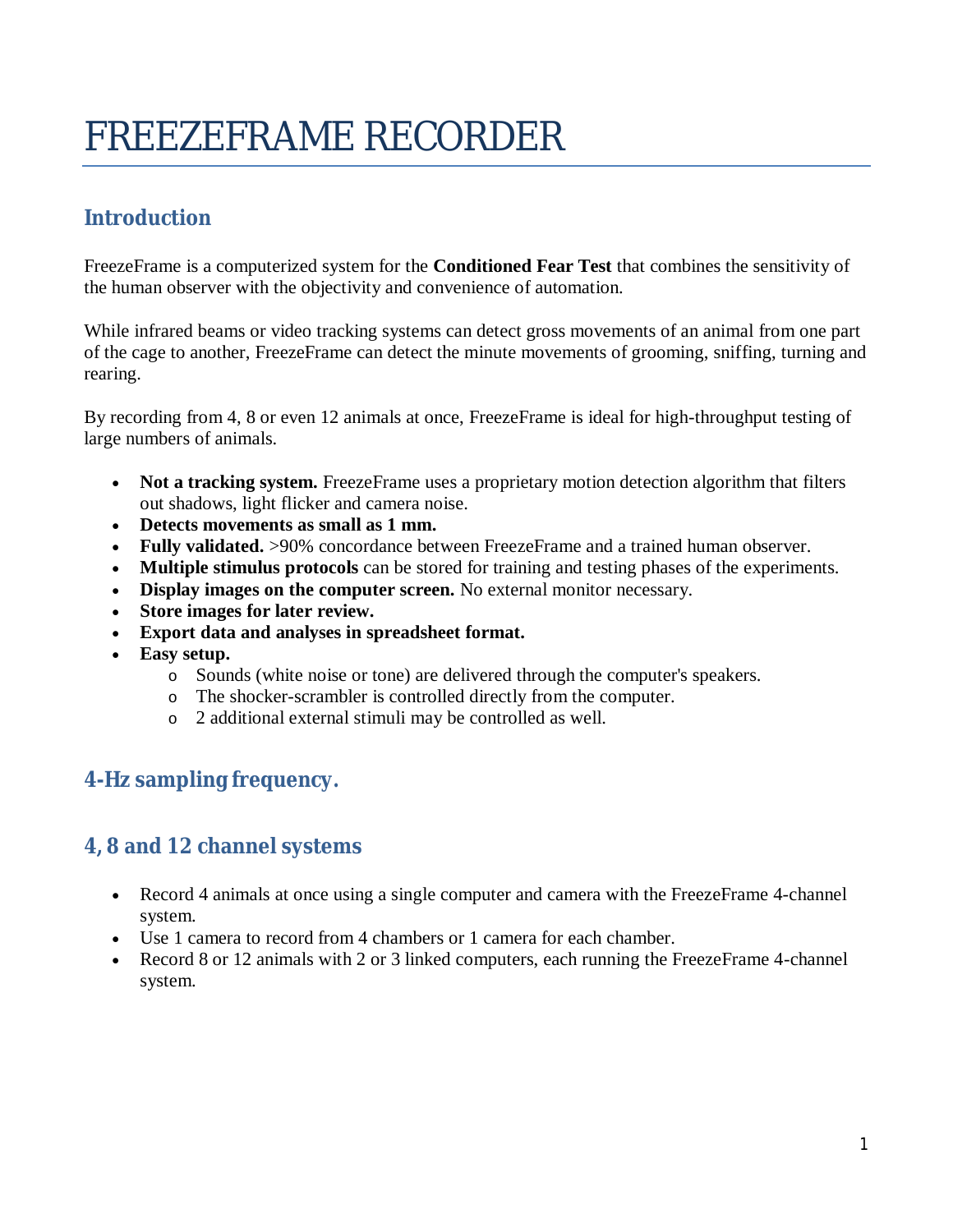# FREEZEFRAME RECORDER

## Introduction

FreezeFrame is a computerized system for the **Conditioned Fear Test** that combines the sensitivity of the human observer with the objectivity and convenience of automation.

While infrared beams or video tracking systems can detect gross movements of an animal from one part of the cage to another, FreezeFrame can detect the minute movements of grooming, sniffing, turning and rearing.

By recording from 4, 8 or even 12 animals at once, FreezeFrame is ideal for high-throughput testing of large numbers of animals.

- **Not a tracking system.** FreezeFrame uses a proprietary motion detection algorithm that filters out shadows, light flicker and camera noise.
- **Detects movements as small as 1 mm.**
- **Fully validated.** >90% concordance between FreezeFrame and a trained human observer.
- **Multiple stimulus protocols** can be stored for training and testing phases of the experiments.
- **Display images on the computer screen.** No external monitor necessary.
- **Store images for later review.**
- **Export data and analyses in spreadsheet format.**
- **Easy setup.**
  - Sounds (white noise or tone) are delivered through the computer's speakers.
  - The shocker-scrambler is controlled directly from the computer.
  - 2 additional external stimuli may be controlled as well.

## 4-Hz sampling frequency.

## 4, 8 and 12 channel systems

- Record 4 animals at once using a single computer and camera with the FreezeFrame 4-channel system.
- Use 1 camera to record from 4 chambers or 1 camera for each chamber.
- Record 8 or 12 animals with 2 or 3 linked computers, each running the FreezeFrame 4-channel system.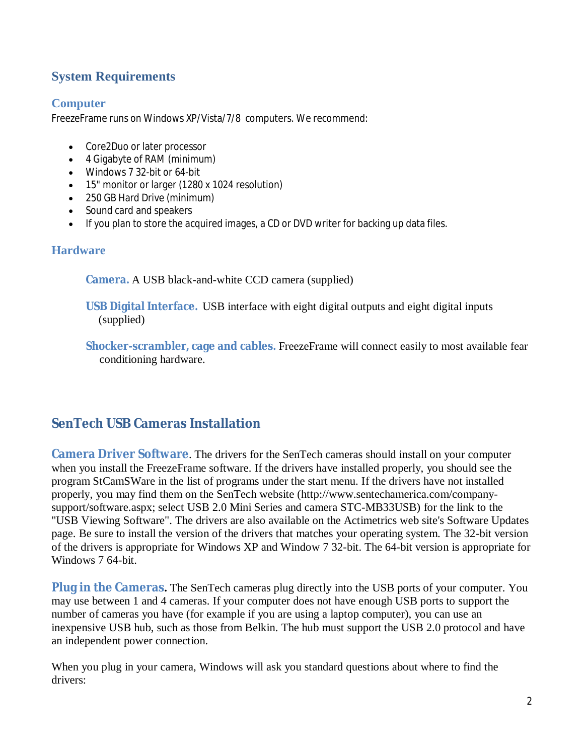## System Requirements

### Computer

FreezeFrame runs on Windows XP/Vista/7/8 computers. We recommend:

- Core2Duo or later processor
- 4 Gigabyte of RAM (minimum)
- Windows 7 32-bit or 64-bit
- 15" monitor or larger (1280 x 1024 resolution)
- 250 GB Hard Drive (minimum)
- Sound card and speakers
- If you plan to store the acquired images, a CD or DVD writer for backing up data files.

### Hardware

**Camera.** A USB black-and-white CCD camera (supplied)

**USB Digital Interface.** USB interface with eight digital outputs and eight digital inputs (supplied)

**Shocker-scrambler, cage and cables.** FreezeFrame will connect easily to most available fear conditioning hardware.

## SenTech USB Cameras Installation

**Camera Driver Software**. The drivers for the SenTech cameras should install on your computer when you install the FreezeFrame software. If the drivers have installed properly, you should see the program StCamSWare in the list of programs under the start menu. If the drivers have not installed properly, you may find them on the SenTech website (http://www.sentechamerica.com/company-support/software.aspx; select USB 2.0 Mini Series and camera STC-MB33USB) for the link to the "USB Viewing Software". The drivers are also available on the Actimetrics web site's Software Updates page. Be sure to install the version of the drivers that matches your operating system. The 32-bit version of the drivers is appropriate for Windows XP and Window 7 32-bit. The 64-bit version is appropriate for Windows 7 64-bit.

**Plug in the Cameras.** The SenTech cameras plug directly into the USB ports of your computer. You may use between 1 and 4 cameras. If your computer does not have enough USB ports to support the number of cameras you have (for example if you are using a laptop computer), you can use an inexpensive USB hub, such as those from Belkin. The hub must support the USB 2.0 protocol and have an independent power connection.

When you plug in your camera, Windows will ask you standard questions about where to find the drivers: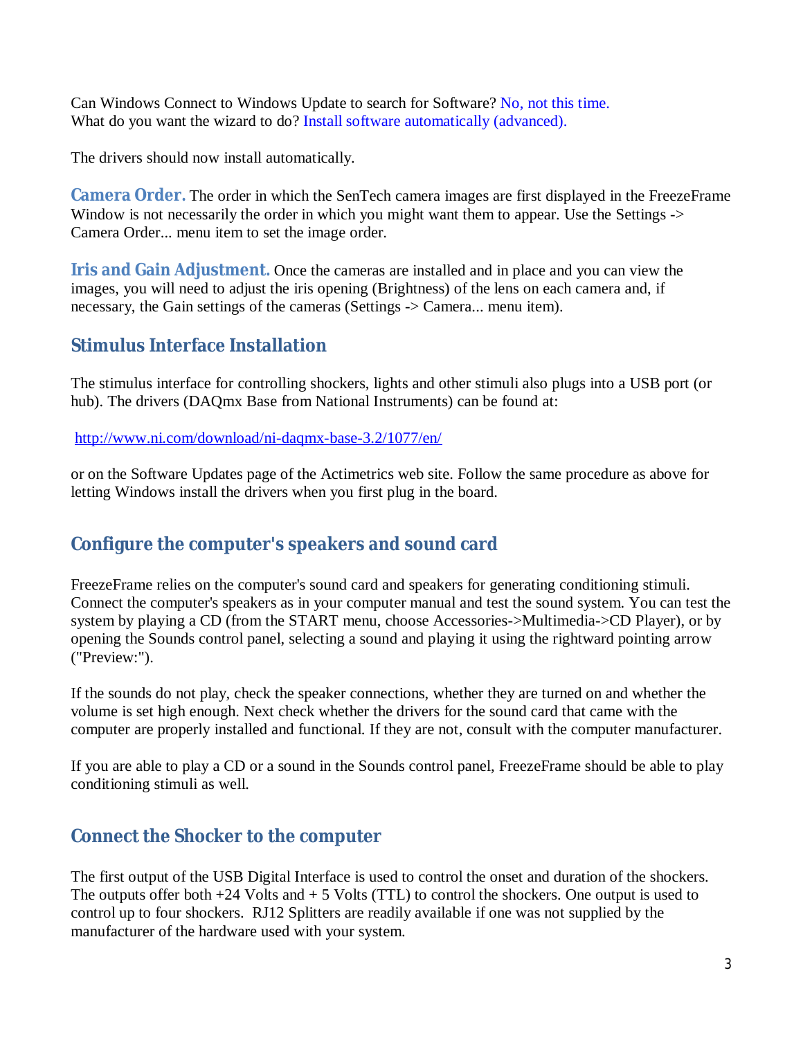Can Windows Connect to Windows Update to search for Software? No, not this time.
What do you want the wizard to do? Install software automatically (advanced).

The drivers should now install automatically.

**Camera Order.** The order in which the SenTech camera images are first displayed in the FreezeFrame Window is not necessarily the order in which you might want them to appear. Use the Settings -> Camera Order... menu item to set the image order.

**Iris and Gain Adjustment.** Once the cameras are installed and in place and you can view the images, you will need to adjust the iris opening (Brightness) of the lens on each camera and, if necessary, the Gain settings of the cameras (Settings -> Camera... menu item).

## Stimulus Interface Installation

The stimulus interface for controlling shockers, lights and other stimuli also plugs into a USB port (or hub). The drivers (DAQmx Base from National Instruments) can be found at:

http://www.ni.com/download/ni-daqmx-base-3.2/1077/en/

or on the Software Updates page of the Actimetrics web site. Follow the same procedure as above for letting Windows install the drivers when you first plug in the board.

## Configure the computer's speakers and sound card

FreezeFrame relies on the computer's sound card and speakers for generating conditioning stimuli. Connect the computer's speakers as in your computer manual and test the sound system. You can test the system by playing a CD (from the START menu, choose Accessories->Multimedia->CD Player), or by opening the Sounds control panel, selecting a sound and playing it using the rightward pointing arrow ("Preview:").

If the sounds do not play, check the speaker connections, whether they are turned on and whether the volume is set high enough. Next check whether the drivers for the sound card that came with the computer are properly installed and functional. If they are not, consult with the computer manufacturer.

If you are able to play a CD or a sound in the Sounds control panel, FreezeFrame should be able to play conditioning stimuli as well.

## Connect the Shocker to the computer

The first output of the USB Digital Interface is used to control the onset and duration of the shockers. The outputs offer both +24 Volts and + 5 Volts (TTL) to control the shockers. One output is used to control up to four shockers. RJ12 Splitters are readily available if one was not supplied by the manufacturer of the hardware used with your system.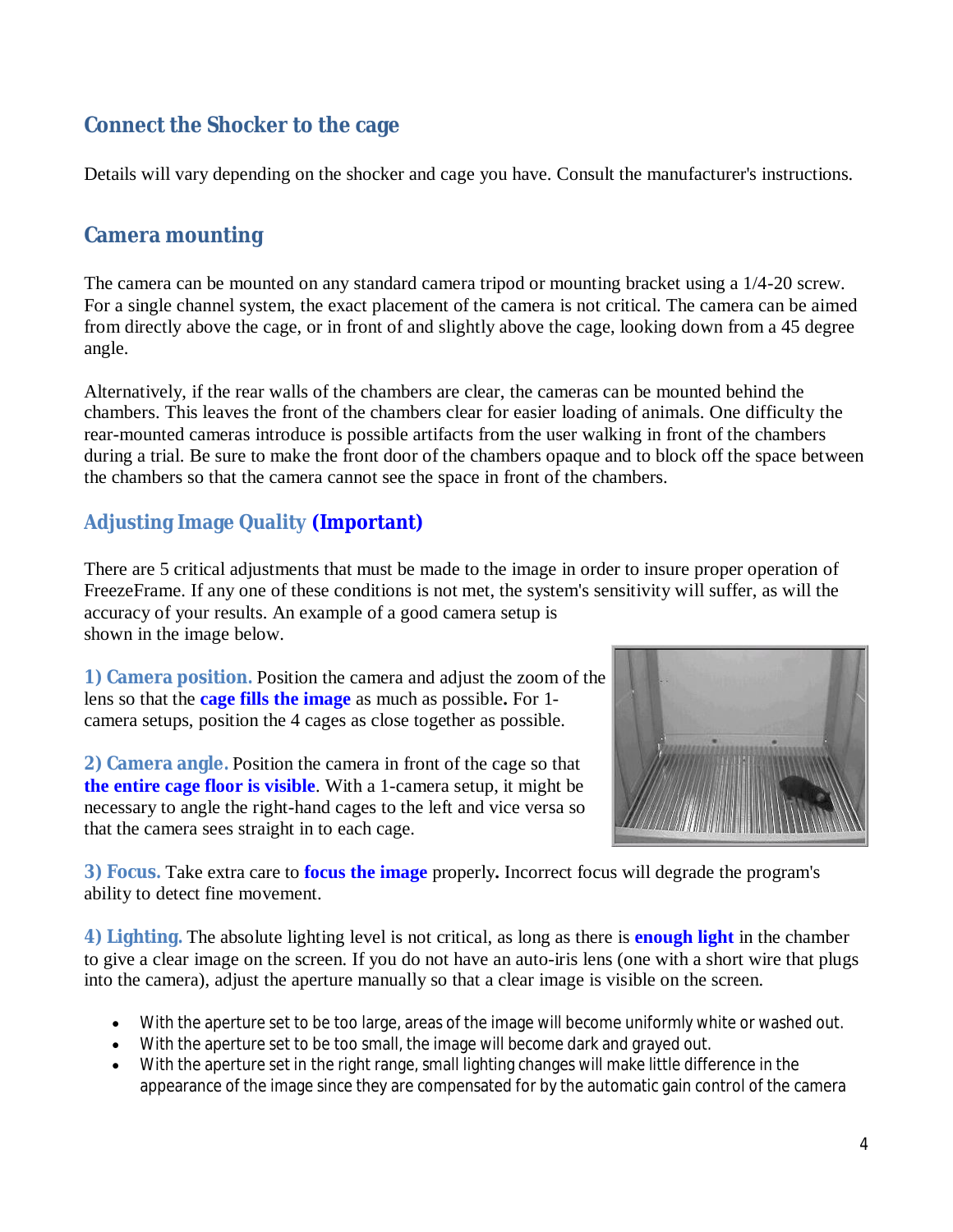## Connect the Shocker to the cage

Details will vary depending on the shocker and cage you have. Consult the manufacturer's instructions.

## Camera mounting

The camera can be mounted on any standard camera tripod or mounting bracket using a 1/4-20 screw. For a single channel system, the exact placement of the camera is not critical. The camera can be aimed from directly above the cage, or in front of and slightly above the cage, looking down from a 45 degree angle.

Alternatively, if the rear walls of the chambers are clear, the cameras can be mounted behind the chambers. This leaves the front of the chambers clear for easier loading of animals. One difficulty the rear-mounted cameras introduce is possible artifacts from the user walking in front of the chambers during a trial. Be sure to make the front door of the chambers opaque and to block off the space between the chambers so that the camera cannot see the space in front of the chambers.

## Adjusting Image Quality **(Important)**

There are 5 critical adjustments that must be made to the image in order to insure proper operation of FreezeFrame. If any one of these conditions is not met, the system's sensitivity will suffer, as will the accuracy of your results. An example of a good camera setup is shown in the image below.

**1) Camera position.** Position the camera and adjust the zoom of the lens so that the **cage fills the image** as much as possible**.** For 1-camera setups, position the 4 cages as close together as possible.

**2) Camera angle.** Position the camera in front of the cage so that **the entire cage floor is visible**. With a 1-camera setup, it might be necessary to angle the right-hand cages to the left and vice versa so that the camera sees straight in to each cage.

**3) Focus.** Take extra care to **focus the image** properly**.** Incorrect focus will degrade the program's ability to detect fine movement.

**4) Lighting.** The absolute lighting level is not critical, as long as there is **enough light** in the chamber to give a clear image on the screen. If you do not have an auto-iris lens (one with a short wire that plugs into the camera), adjust the aperture manually so that a clear image is visible on the screen.

- With the aperture set to be too large, areas of the image will become uniformly white or washed out.
- With the aperture set to be too small, the image will become dark and grayed out.
- With the aperture set in the right range, small lighting changes will make little difference in the appearance of the image since they are compensated for by the automatic gain control of the camera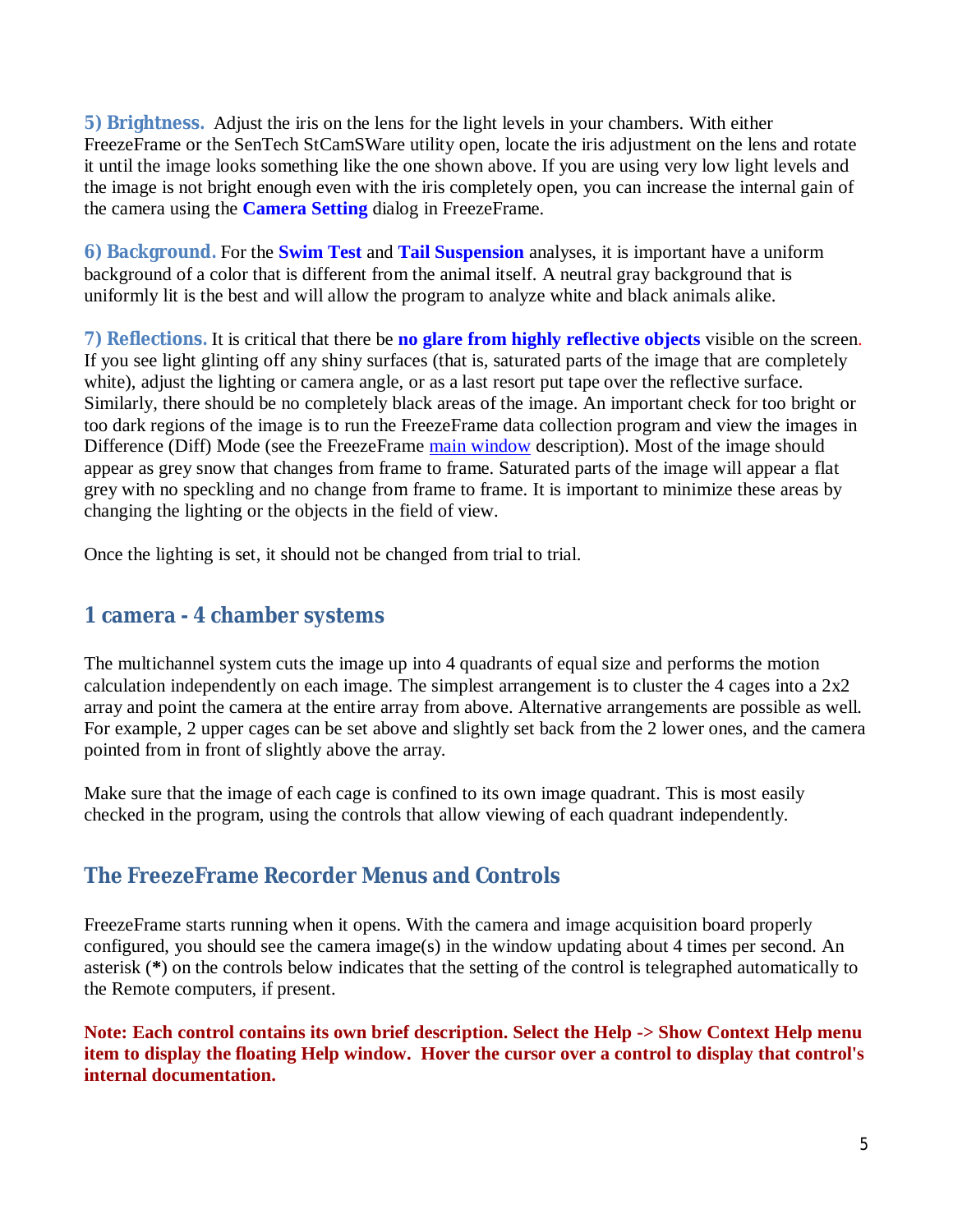**5) Brightness.** Adjust the iris on the lens for the light levels in your chambers. With either FreezeFrame or the SenTech StCamSWare utility open, locate the iris adjustment on the lens and rotate it until the image looks something like the one shown above. If you are using very low light levels and the image is not bright enough even with the iris completely open, you can increase the internal gain of the camera using the **Camera Setting** dialog in FreezeFrame.

**6) Background.** For the **Swim Test** and **Tail Suspension** analyses, it is important have a uniform background of a color that is different from the animal itself. A neutral gray background that is uniformly lit is the best and will allow the program to analyze white and black animals alike.

**7) Reflections.** It is critical that there be **no glare from highly reflective objects** visible on the screen. If you see light glinting off any shiny surfaces (that is, saturated parts of the image that are completely white), adjust the lighting or camera angle, or as a last resort put tape over the reflective surface. Similarly, there should be no completely black areas of the image. An important check for too bright or too dark regions of the image is to run the FreezeFrame data collection program and view the images in Difference (Diff) Mode (see the FreezeFrame main window description). Most of the image should appear as grey snow that changes from frame to frame. Saturated parts of the image will appear a flat grey with no speckling and no change from frame to frame. It is important to minimize these areas by changing the lighting or the objects in the field of view.

Once the lighting is set, it should not be changed from trial to trial.

## 1 camera - 4 chamber systems

The multichannel system cuts the image up into 4 quadrants of equal size and performs the motion calculation independently on each image. The simplest arrangement is to cluster the 4 cages into a 2x2 array and point the camera at the entire array from above. Alternative arrangements are possible as well. For example, 2 upper cages can be set above and slightly set back from the 2 lower ones, and the camera pointed from in front of slightly above the array.

Make sure that the image of each cage is confined to its own image quadrant. This is most easily checked in the program, using the controls that allow viewing of each quadrant independently.

## The FreezeFrame Recorder Menus and Controls

FreezeFrame starts running when it opens. With the camera and image acquisition board properly configured, you should see the camera image(s) in the window updating about 4 times per second. An asterisk (**\***) on the controls below indicates that the setting of the control is telegraphed automatically to the Remote computers, if present.

**Note: Each control contains its own brief description. Select the Help -> Show Context Help menu item to display the floating Help window. Hover the cursor over a control to display that control's internal documentation.**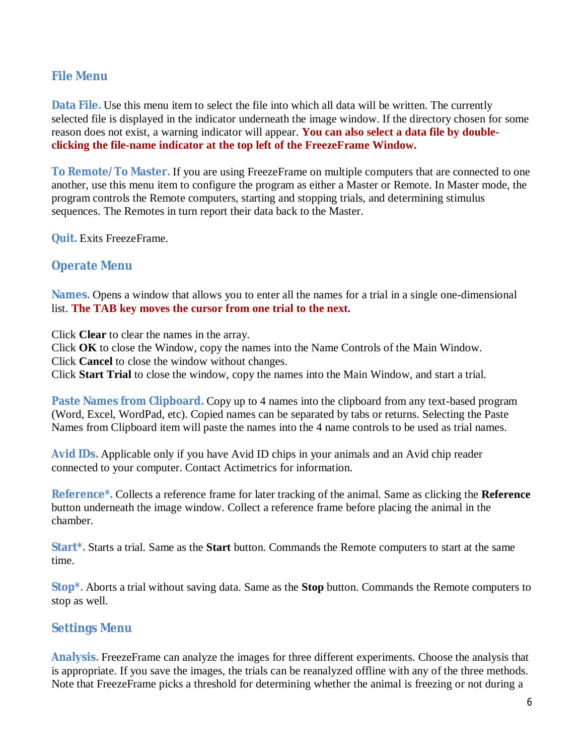## File Menu

**Data File.** Use this menu item to select the file into which all data will be written. The currently selected file is displayed in the indicator underneath the image window. If the directory chosen for some reason does not exist, a warning indicator will appear. **You can also select a data file by double-clicking the file-name indicator at the top left of the FreezeFrame Window.**

**To Remote/To Master.** If you are using FreezeFrame on multiple computers that are connected to one another, use this menu item to configure the program as either a Master or Remote. In Master mode, the program controls the Remote computers, starting and stopping trials, and determining stimulus sequences. The Remotes in turn report their data back to the Master.

**Quit.** Exits FreezeFrame.

## Operate Menu

**Names.** Opens a window that allows you to enter all the names for a trial in a single one-dimensional list. **The TAB key moves the cursor from one trial to the next.**

Click **Clear** to clear the names in the array.
Click **OK** to close the Window, copy the names into the Name Controls of the Main Window.
Click **Cancel** to close the window without changes.
Click **Start Trial** to close the window, copy the names into the Main Window, and start a trial.

**Paste Names from Clipboard.** Copy up to 4 names into the clipboard from any text-based program (Word, Excel, WordPad, etc). Copied names can be separated by tabs or returns. Selecting the Paste Names from Clipboard item will paste the names into the 4 name controls to be used as trial names.

**Avid IDs.** Applicable only if you have Avid ID chips in your animals and an Avid chip reader connected to your computer. Contact Actimetrics for information.

**Reference*.** Collects a reference frame for later tracking of the animal. Same as clicking the **Reference** button underneath the image window. Collect a reference frame before placing the animal in the chamber.

**Start*.** Starts a trial. Same as the **Start** button. Commands the Remote computers to start at the same time.

**Stop*.** Aborts a trial without saving data. Same as the **Stop** button. Commands the Remote computers to stop as well.

## Settings Menu

**Analysis.** FreezeFrame can analyze the images for three different experiments. Choose the analysis that is appropriate. If you save the images, the trials can be reanalyzed offline with any of the three methods. Note that FreezeFrame picks a threshold for determining whether the animal is freezing or not during a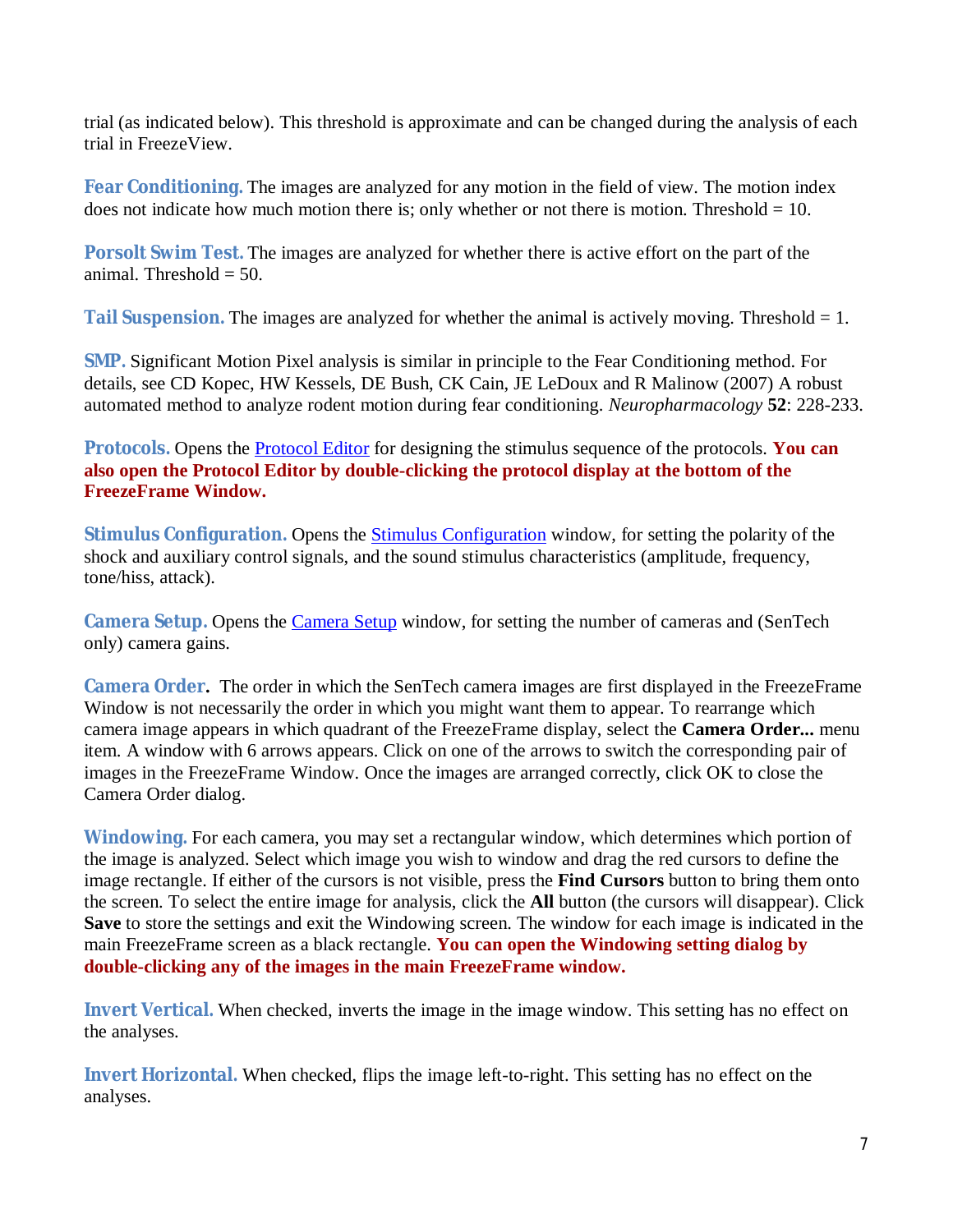trial (as indicated below). This threshold is approximate and can be changed during the analysis of each trial in FreezeView.

**Fear Conditioning.** The images are analyzed for any motion in the field of view. The motion index does not indicate how much motion there is; only whether or not there is motion. Threshold = 10.

**Porsolt Swim Test.** The images are analyzed for whether there is active effort on the part of the animal. Threshold = 50.

**Tail Suspension.** The images are analyzed for whether the animal is actively moving. Threshold = 1.

**SMP.** Significant Motion Pixel analysis is similar in principle to the Fear Conditioning method. For details, see CD Kopec, HW Kessels, DE Bush, CK Cain, JE LeDoux and R Malinow (2007) A robust automated method to analyze rodent motion during fear conditioning. *Neuropharmacology* **52**: 228-233.

**Protocols.** Opens the Protocol Editor for designing the stimulus sequence of the protocols. **You can also open the Protocol Editor by double-clicking the protocol display at the bottom of the FreezeFrame Window.**

**Stimulus Configuration.** Opens the Stimulus Configuration window, for setting the polarity of the shock and auxiliary control signals, and the sound stimulus characteristics (amplitude, frequency, tone/hiss, attack).

**Camera Setup.** Opens the Camera Setup window, for setting the number of cameras and (SenTech only) camera gains.

**Camera Order.** The order in which the SenTech camera images are first displayed in the FreezeFrame Window is not necessarily the order in which you might want them to appear. To rearrange which camera image appears in which quadrant of the FreezeFrame display, select the **Camera Order...** menu item. A window with 6 arrows appears. Click on one of the arrows to switch the corresponding pair of images in the FreezeFrame Window. Once the images are arranged correctly, click OK to close the Camera Order dialog.

**Windowing.** For each camera, you may set a rectangular window, which determines which portion of the image is analyzed. Select which image you wish to window and drag the red cursors to define the image rectangle. If either of the cursors is not visible, press the **Find Cursors** button to bring them onto the screen. To select the entire image for analysis, click the **All** button (the cursors will disappear). Click **Save** to store the settings and exit the Windowing screen. The window for each image is indicated in the main FreezeFrame screen as a black rectangle. **You can open the Windowing setting dialog by double-clicking any of the images in the main FreezeFrame window.**

**Invert Vertical.** When checked, inverts the image in the image window. This setting has no effect on the analyses.

**Invert Horizontal.** When checked, flips the image left-to-right. This setting has no effect on the analyses.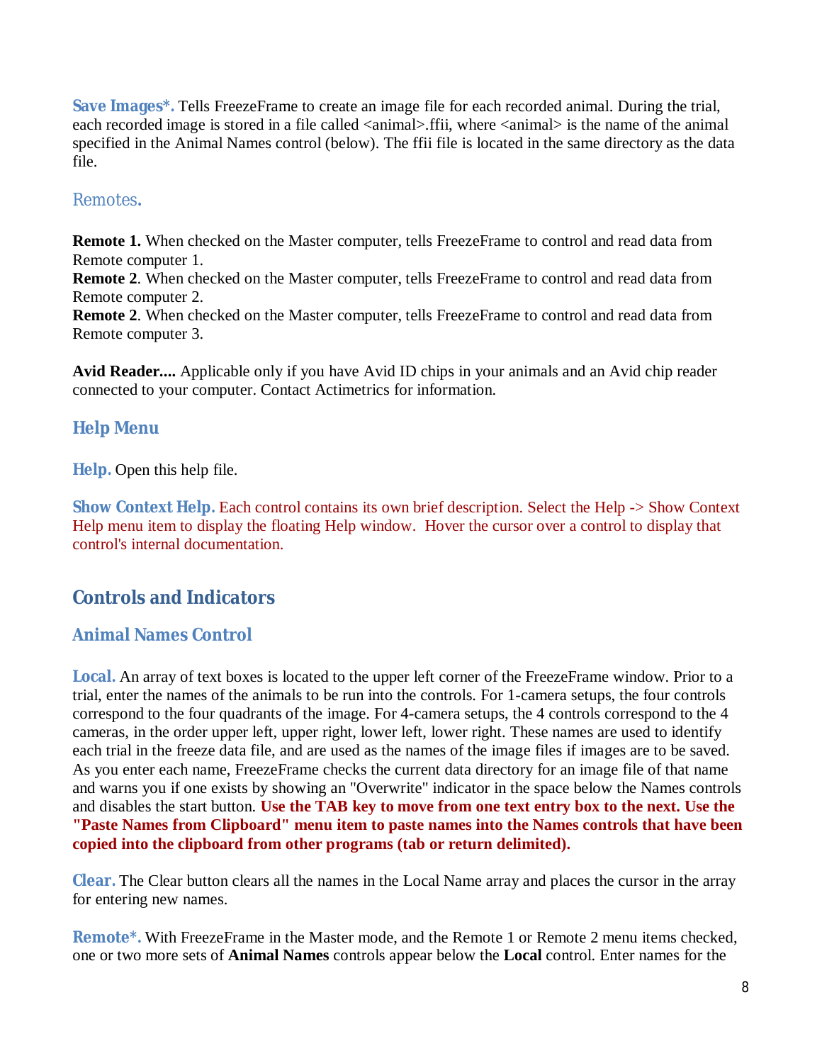**Save Images*.** Tells FreezeFrame to create an image file for each recorded animal. During the trial, each recorded image is stored in a file called <animal>.ffii, where <animal> is the name of the animal specified in the Animal Names control (below). The ffii file is located in the same directory as the data file.

### Remotes.

**Remote 1.** When checked on the Master computer, tells FreezeFrame to control and read data from Remote computer 1.
**Remote 2**. When checked on the Master computer, tells FreezeFrame to control and read data from Remote computer 2.
**Remote 2**. When checked on the Master computer, tells FreezeFrame to control and read data from Remote computer 3.

**Avid Reader....** Applicable only if you have Avid ID chips in your animals and an Avid chip reader connected to your computer. Contact Actimetrics for information.

### Help Menu

**Help.** Open this help file.

**Show Context Help.** Each control contains its own brief description. Select the Help -> Show Context Help menu item to display the floating Help window. Hover the cursor over a control to display that control's internal documentation.

## Controls and Indicators

### Animal Names Control

**Local.** An array of text boxes is located to the upper left corner of the FreezeFrame window. Prior to a trial, enter the names of the animals to be run into the controls. For 1-camera setups, the four controls correspond to the four quadrants of the image. For 4-camera setups, the 4 controls correspond to the 4 cameras, in the order upper left, upper right, lower left, lower right. These names are used to identify each trial in the freeze data file, and are used as the names of the image files if images are to be saved. As you enter each name, FreezeFrame checks the current data directory for an image file of that name and warns you if one exists by showing an "Overwrite" indicator in the space below the Names controls and disables the start button. **Use the TAB key to move from one text entry box to the next. Use the "Paste Names from Clipboard" menu item to paste names into the Names controls that have been copied into the clipboard from other programs (tab or return delimited).**

**Clear.** The Clear button clears all the names in the Local Name array and places the cursor in the array for entering new names.

**Remote*.** With FreezeFrame in the Master mode, and the Remote 1 or Remote 2 menu items checked, one or two more sets of **Animal Names** controls appear below the **Local** control. Enter names for the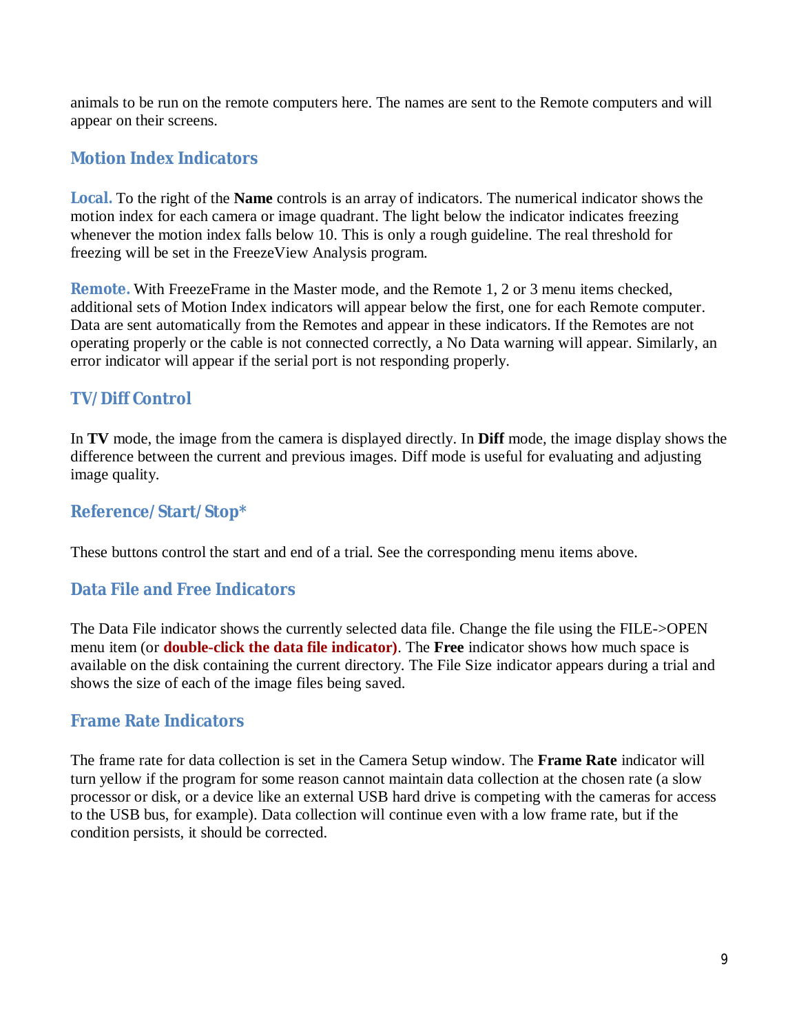animals to be run on the remote computers here. The names are sent to the Remote computers and will appear on their screens.

## Motion Index Indicators

**Local.** To the right of the **Name** controls is an array of indicators. The numerical indicator shows the motion index for each camera or image quadrant. The light below the indicator indicates freezing whenever the motion index falls below 10. This is only a rough guideline. The real threshold for freezing will be set in the FreezeView Analysis program.

**Remote.** With FreezeFrame in the Master mode, and the Remote 1, 2 or 3 menu items checked, additional sets of Motion Index indicators will appear below the first, one for each Remote computer. Data are sent automatically from the Remotes and appear in these indicators. If the Remotes are not operating properly or the cable is not connected correctly, a No Data warning will appear. Similarly, an error indicator will appear if the serial port is not responding properly.

## TV/Diff Control

In **TV** mode, the image from the camera is displayed directly. In **Diff** mode, the image display shows the difference between the current and previous images. Diff mode is useful for evaluating and adjusting image quality.

## Reference/Start/Stop*

These buttons control the start and end of a trial. See the corresponding menu items above.

## Data File and Free Indicators

The Data File indicator shows the currently selected data file. Change the file using the FILE->OPEN menu item (or **double-click the data file indicator)**. The **Free** indicator shows how much space is available on the disk containing the current directory. The File Size indicator appears during a trial and shows the size of each of the image files being saved.

## Frame Rate Indicators

The frame rate for data collection is set in the Camera Setup window. The **Frame Rate** indicator will turn yellow if the program for some reason cannot maintain data collection at the chosen rate (a slow processor or disk, or a device like an external USB hard drive is competing with the cameras for access to the USB bus, for example). Data collection will continue even with a low frame rate, but if the condition persists, it should be corrected.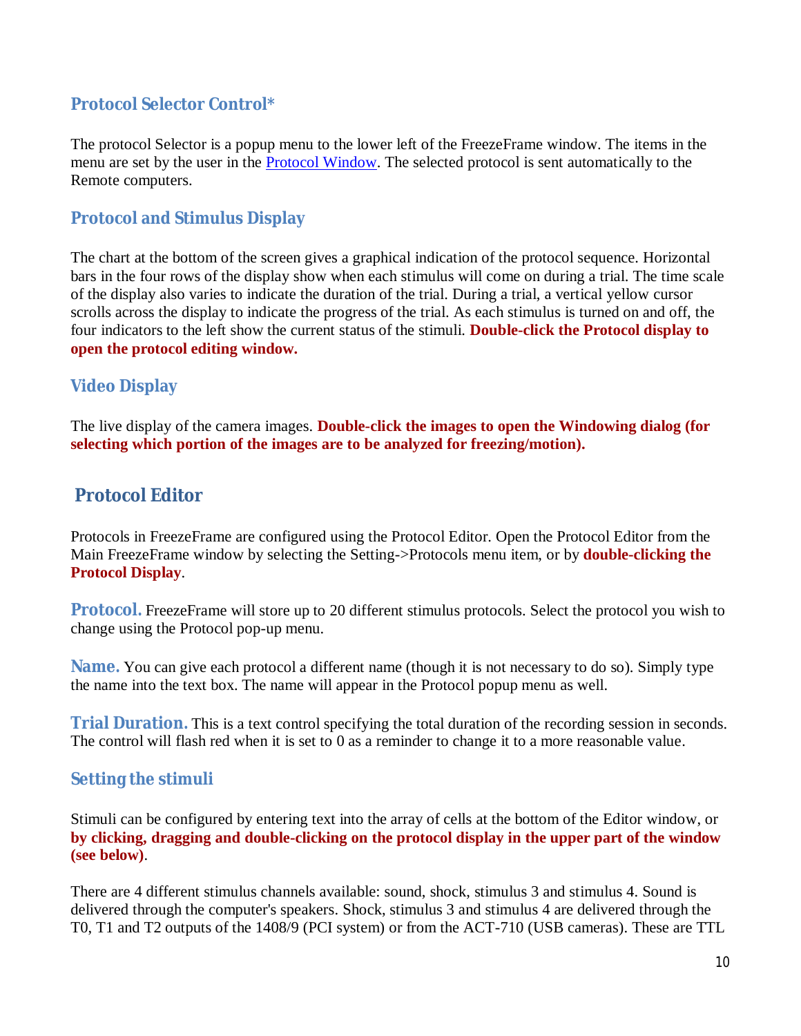### Protocol Selector Control*

The protocol Selector is a popup menu to the lower left of the FreezeFrame window. The items in the menu are set by the user in the Protocol Window. The selected protocol is sent automatically to the Remote computers.

### Protocol and Stimulus Display

The chart at the bottom of the screen gives a graphical indication of the protocol sequence. Horizontal bars in the four rows of the display show when each stimulus will come on during a trial. The time scale of the display also varies to indicate the duration of the trial. During a trial, a vertical yellow cursor scrolls across the display to indicate the progress of the trial. As each stimulus is turned on and off, the four indicators to the left show the current status of the stimuli. **Double-click the Protocol display to open the protocol editing window.**

### Video Display

The live display of the camera images. **Double-click the images to open the Windowing dialog (for selecting which portion of the images are to be analyzed for freezing/motion).**

## Protocol Editor

Protocols in FreezeFrame are configured using the Protocol Editor. Open the Protocol Editor from the Main FreezeFrame window by selecting the Setting->Protocols menu item, or by **double-clicking the Protocol Display**.

**Protocol.** FreezeFrame will store up to 20 different stimulus protocols. Select the protocol you wish to change using the Protocol pop-up menu.

**Name.** You can give each protocol a different name (though it is not necessary to do so). Simply type the name into the text box. The name will appear in the Protocol popup menu as well.

**Trial Duration.** This is a text control specifying the total duration of the recording session in seconds. The control will flash red when it is set to 0 as a reminder to change it to a more reasonable value.

### Setting the stimuli

Stimuli can be configured by entering text into the array of cells at the bottom of the Editor window, or **by clicking, dragging and double-clicking on the protocol display in the upper part of the window (see below)**.

There are 4 different stimulus channels available: sound, shock, stimulus 3 and stimulus 4. Sound is delivered through the computer's speakers. Shock, stimulus 3 and stimulus 4 are delivered through the T0, T1 and T2 outputs of the 1408/9 (PCI system) or from the ACT-710 (USB cameras). These are TTL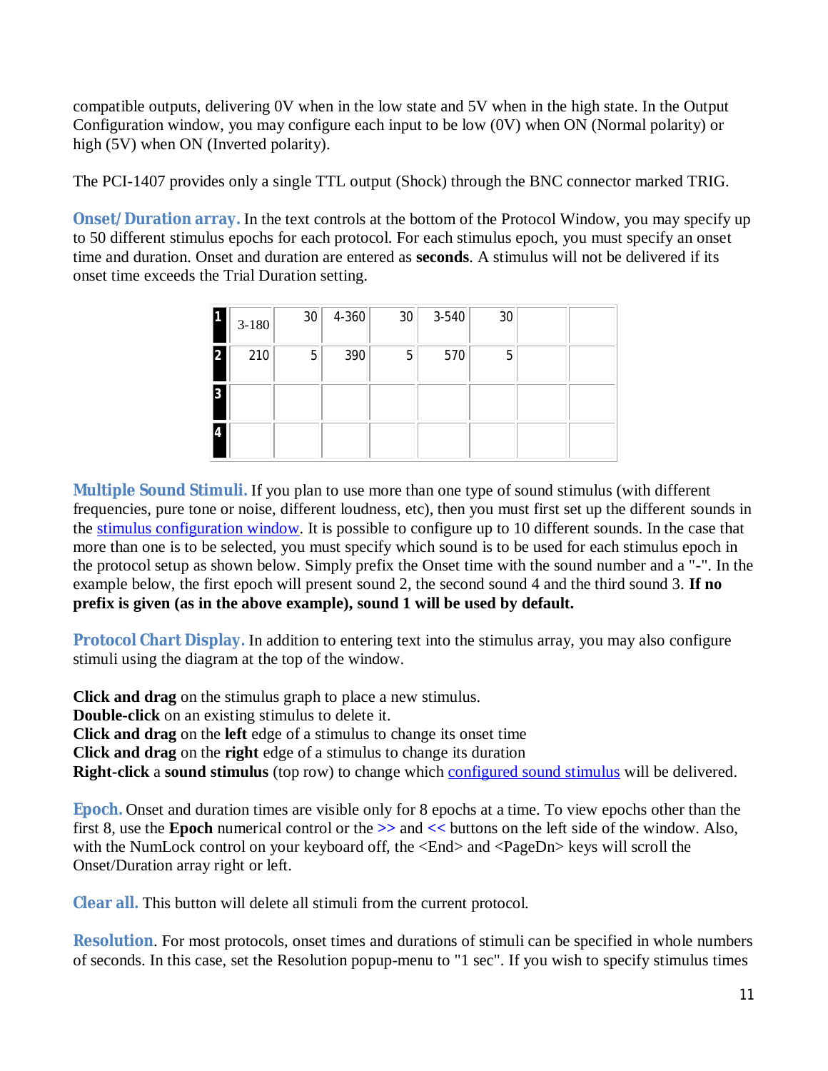compatible outputs, delivering 0V when in the low state and 5V when in the high state. In the Output Configuration window, you may configure each input to be low (0V) when ON (Normal polarity) or high (5V) when ON (Inverted polarity).

The PCI-1407 provides only a single TTL output (Shock) through the BNC connector marked TRIG.

**Onset/ Duration array.** In the text controls at the bottom of the Protocol Window, you may specify up to 50 different stimulus epochs for each protocol. For each stimulus epoch, you must specify an onset time and duration. Onset and duration are entered as **seconds**. A stimulus will not be delivered if its onset time exceeds the Trial Duration setting.

| | | | | | | | | |
|---|---|---|---|---|---|---|---|---|
| 1 | 3-180 | 30 | 4-360 | 30 | 3-540 | 30 | | |
| 2 | 210 | 5 | 390 | 5 | 570 | 5 | | |
| 3 | | | | | | | | |
| 4 | | | | | | | | |

**Multiple Sound Stimuli.** If you plan to use more than one type of sound stimulus (with different frequencies, pure tone or noise, different loudness, etc), then you must first set up the different sounds in the stimulus configuration window. It is possible to configure up to 10 different sounds. In the case that more than one is to be selected, you must specify which sound is to be used for each stimulus epoch in the protocol setup as shown below. Simply prefix the Onset time with the sound number and a "-". In the example below, the first epoch will present sound 2, the second sound 4 and the third sound 3. **If no prefix is given (as in the above example), sound 1 will be used by default.**

**Protocol Chart Display.** In addition to entering text into the stimulus array, you may also configure stimuli using the diagram at the top of the window.

**Click and drag** on the stimulus graph to place a new stimulus.
**Double-click** on an existing stimulus to delete it.
**Click and drag** on the **left** edge of a stimulus to change its onset time
**Click and drag** on the **right** edge of a stimulus to change its duration
**Right-click** a **sound stimulus** (top row) to change which configured sound stimulus will be delivered.

**Epoch.** Onset and duration times are visible only for 8 epochs at a time. To view epochs other than the first 8, use the **Epoch** numerical control or the >> and << buttons on the left side of the window. Also, with the NumLock control on your keyboard off, the <End> and <PageDn> keys will scroll the Onset/Duration array right or left.

**Clear all.** This button will delete all stimuli from the current protocol.

**Resolution**. For most protocols, onset times and durations of stimuli can be specified in whole numbers of seconds. In this case, set the Resolution popup-menu to "1 sec". If you wish to specify stimulus times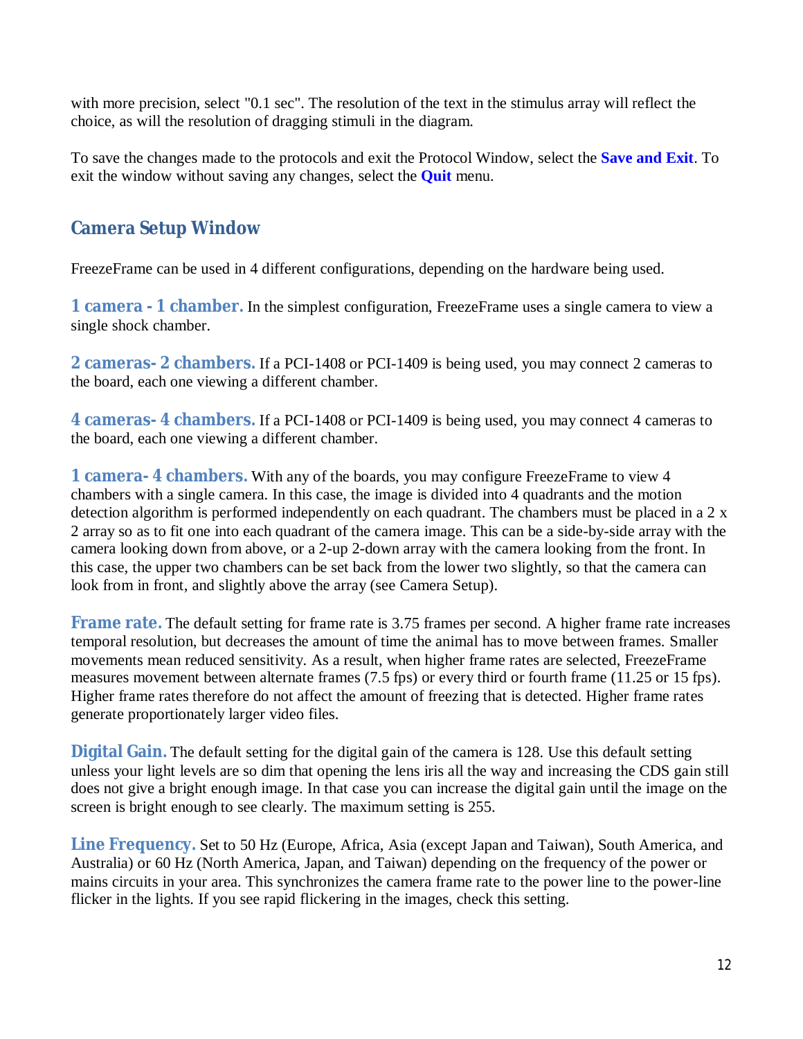with more precision, select "0.1 sec". The resolution of the text in the stimulus array will reflect the choice, as will the resolution of dragging stimuli in the diagram.

To save the changes made to the protocols and exit the Protocol Window, select the **Save and Exit**. To exit the window without saving any changes, select the **Quit** menu.

## Camera Setup Window

FreezeFrame can be used in 4 different configurations, depending on the hardware being used.

**1 camera - 1 chamber.** In the simplest configuration, FreezeFrame uses a single camera to view a single shock chamber.

**2 cameras- 2 chambers.** If a PCI-1408 or PCI-1409 is being used, you may connect 2 cameras to the board, each one viewing a different chamber.

**4 cameras- 4 chambers.** If a PCI-1408 or PCI-1409 is being used, you may connect 4 cameras to the board, each one viewing a different chamber.

**1 camera- 4 chambers.** With any of the boards, you may configure FreezeFrame to view 4 chambers with a single camera. In this case, the image is divided into 4 quadrants and the motion detection algorithm is performed independently on each quadrant. The chambers must be placed in a 2 x 2 array so as to fit one into each quadrant of the camera image. This can be a side-by-side array with the camera looking down from above, or a 2-up 2-down array with the camera looking from the front. In this case, the upper two chambers can be set back from the lower two slightly, so that the camera can look from in front, and slightly above the array (see Camera Setup).

**Frame rate.** The default setting for frame rate is 3.75 frames per second. A higher frame rate increases temporal resolution, but decreases the amount of time the animal has to move between frames. Smaller movements mean reduced sensitivity. As a result, when higher frame rates are selected, FreezeFrame measures movement between alternate frames (7.5 fps) or every third or fourth frame (11.25 or 15 fps). Higher frame rates therefore do not affect the amount of freezing that is detected. Higher frame rates generate proportionately larger video files.

**Digital Gain.** The default setting for the digital gain of the camera is 128. Use this default setting unless your light levels are so dim that opening the lens iris all the way and increasing the CDS gain still does not give a bright enough image. In that case you can increase the digital gain until the image on the screen is bright enough to see clearly. The maximum setting is 255.

**Line Frequency.** Set to 50 Hz (Europe, Africa, Asia (except Japan and Taiwan), South America, and Australia) or 60 Hz (North America, Japan, and Taiwan) depending on the frequency of the power or mains circuits in your area. This synchronizes the camera frame rate to the power line to the power-line flicker in the lights. If you see rapid flickering in the images, check this setting.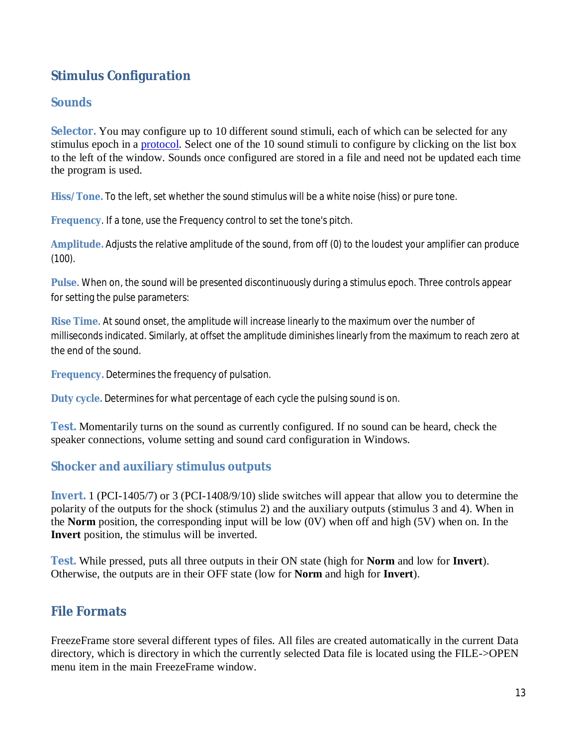## Stimulus Configuration

### Sounds

**Selector.** You may configure up to 10 different sound stimuli, each of which can be selected for any stimulus epoch in a protocol. Select one of the 10 sound stimuli to configure by clicking on the list box to the left of the window. Sounds once configured are stored in a file and need not be updated each time the program is used.

**Hiss/Tone.** To the left, set whether the sound stimulus will be a white noise (hiss) or pure tone.

**Frequency**. If a tone, use the Frequency control to set the tone's pitch.

**Amplitude.** Adjusts the relative amplitude of the sound, from off (0) to the loudest your amplifier can produce (100).

**Pulse**. When on, the sound will be presented discontinuously during a stimulus epoch. Three controls appear for setting the pulse parameters:

**Rise Time**. At sound onset, the amplitude will increase linearly to the maximum over the number of milliseconds indicated. Similarly, at offset the amplitude diminishes linearly from the maximum to reach zero at the end of the sound.

**Frequency.** Determines the frequency of pulsation.

**Duty cycle.** Determines for what percentage of each cycle the pulsing sound is on.

**Test.** Momentarily turns on the sound as currently configured. If no sound can be heard, check the speaker connections, volume setting and sound card configuration in Windows.

### Shocker and auxiliary stimulus outputs

**Invert.** 1 (PCI-1405/7) or 3 (PCI-1408/9/10) slide switches will appear that allow you to determine the polarity of the outputs for the shock (stimulus 2) and the auxiliary outputs (stimulus 3 and 4). When in the **Norm** position, the corresponding input will be low (0V) when off and high (5V) when on. In the **Invert** position, the stimulus will be inverted.

**Test.** While pressed, puts all three outputs in their ON state (high for **Norm** and low for **Invert**). Otherwise, the outputs are in their OFF state (low for **Norm** and high for **Invert**).

## File Formats

FreezeFrame store several different types of files. All files are created automatically in the current Data directory, which is directory in which the currently selected Data file is located using the FILE->OPEN menu item in the main FreezeFrame window.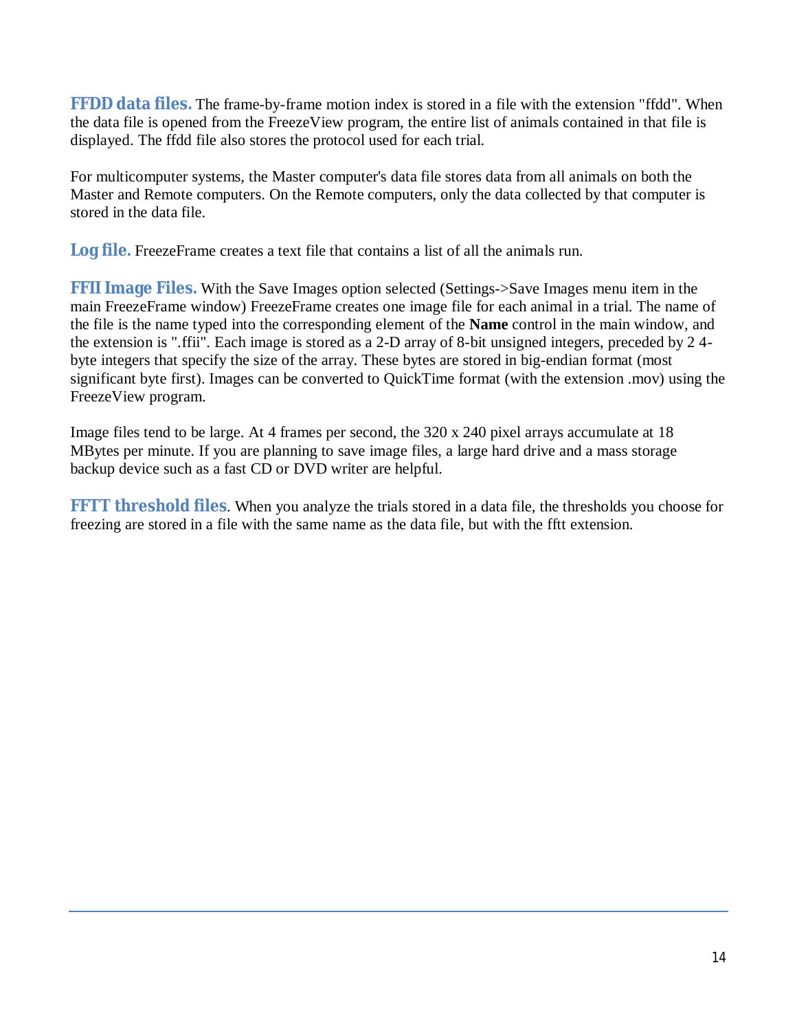**FFDD data files.** The frame-by-frame motion index is stored in a file with the extension "ffdd". When the data file is opened from the FreezeView program, the entire list of animals contained in that file is displayed. The ffdd file also stores the protocol used for each trial.

For multicomputer systems, the Master computer's data file stores data from all animals on both the Master and Remote computers. On the Remote computers, only the data collected by that computer is stored in the data file.

**Log file.** FreezeFrame creates a text file that contains a list of all the animals run.

**FFII Image Files.** With the Save Images option selected (Settings->Save Images menu item in the main FreezeFrame window) FreezeFrame creates one image file for each animal in a trial. The name of the file is the name typed into the corresponding element of the **Name** control in the main window, and the extension is ".ffii". Each image is stored as a 2-D array of 8-bit unsigned integers, preceded by 2 4-byte integers that specify the size of the array. These bytes are stored in big-endian format (most significant byte first). Images can be converted to QuickTime format (with the extension .mov) using the FreezeView program.

Image files tend to be large. At 4 frames per second, the 320 x 240 pixel arrays accumulate at 18 MBytes per minute. If you are planning to save image files, a large hard drive and a mass storage backup device such as a fast CD or DVD writer are helpful.

**FFTT threshold files**. When you analyze the trials stored in a data file, the thresholds you choose for freezing are stored in a file with the same name as the data file, but with the fftt extension.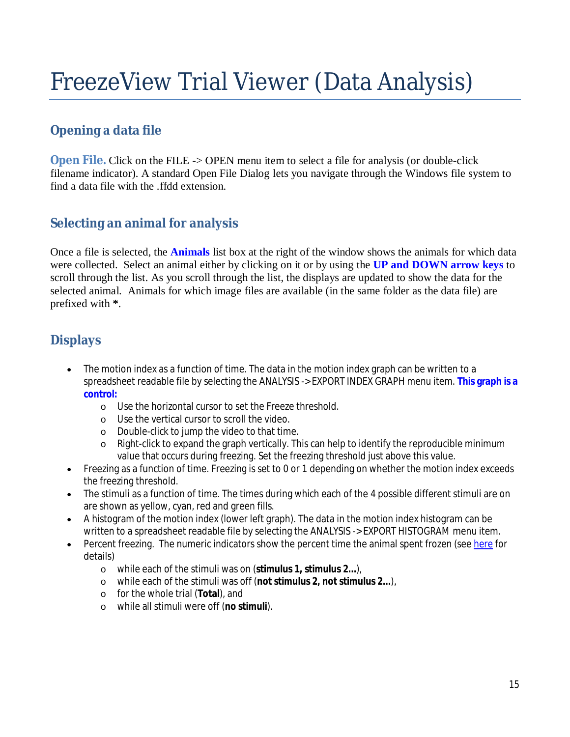# FreezeView Trial Viewer (Data Analysis)

## Opening a data file

**Open File.** Click on the FILE -> OPEN menu item to select a file for analysis (or double-click filename indicator). A standard Open File Dialog lets you navigate through the Windows file system to find a data file with the .ffdd extension.

## Selecting an animal for analysis

Once a file is selected, the **Animals** list box at the right of the window shows the animals for which data were collected. Select an animal either by clicking on it or by using the **UP and DOWN arrow keys** to scroll through the list. As you scroll through the list, the displays are updated to show the data for the selected animal. Animals for which image files are available (in the same folder as the data file) are prefixed with **\***.

## Displays

- The motion index as a function of time. The data in the motion index graph can be written to a spreadsheet readable file by selecting the ANALYSIS -> EXPORT INDEX GRAPH menu item. **This graph is a control:**
  - Use the horizontal cursor to set the Freeze threshold.
  - Use the vertical cursor to scroll the video.
  - Double-click to jump the video to that time.
  - Right-click to expand the graph vertically. This can help to identify the reproducible minimum value that occurs during freezing. Set the freezing threshold just above this value.
- Freezing as a function of time. Freezing is set to 0 or 1 depending on whether the motion index exceeds the freezing threshold.
- The stimuli as a function of time. The times during which each of the 4 possible different stimuli are on are shown as yellow, cyan, red and green fills.
- A histogram of the motion index (lower left graph). The data in the motion index histogram can be written to a spreadsheet readable file by selecting the ANALYSIS -> EXPORT HISTOGRAM menu item.
- Percent freezing. The numeric indicators show the percent time the animal spent frozen (see here for details)
  - while each of the stimuli was on (**stimulus 1, stimulus 2…**),
  - while each of the stimuli was off (**not stimulus 2, not stimulus 2…**),
  - for the whole trial (**Total**), and
  - while all stimuli were off (**no stimuli**).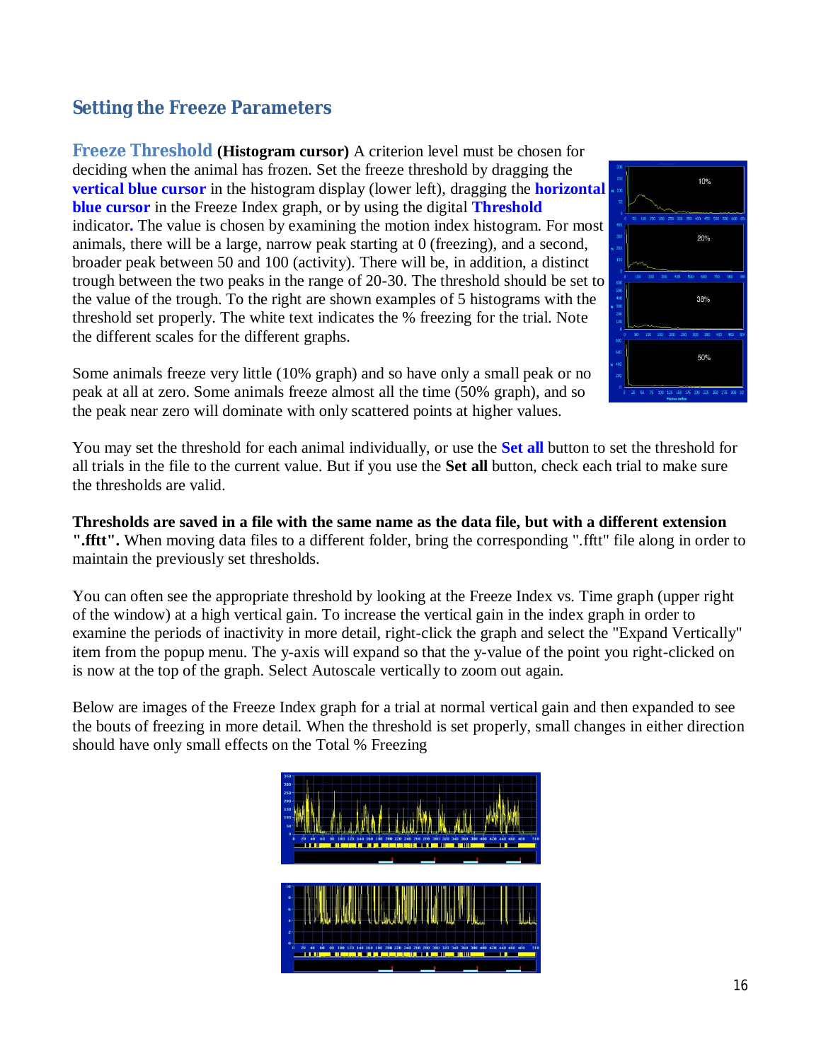## Setting the Freeze Parameters

**Freeze Threshold** **(Histogram cursor)** A criterion level must be chosen for deciding when the animal has frozen. Set the freeze threshold by dragging the **vertical blue cursor** in the histogram display (lower left), dragging the **horizontal blue cursor** in the Freeze Index graph, or by using the digital **Threshold** indicator**.** The value is chosen by examining the motion index histogram. For most animals, there will be a large, narrow peak starting at 0 (freezing), and a second, broader peak between 50 and 100 (activity). There will be, in addition, a distinct trough between the two peaks in the range of 20-30. The threshold should be set to the value of the trough. To the right are shown examples of 5 histograms with the threshold set properly. The white text indicates the % freezing for the trial. Note the different scales for the different graphs.

Some animals freeze very little (10% graph) and so have only a small peak or no peak at all at zero. Some animals freeze almost all the time (50% graph), and so the peak near zero will dominate with only scattered points at higher values.

You may set the threshold for each animal individually, or use the **Set all** button to set the threshold for all trials in the file to the current value. But if you use the **Set all** button, check each trial to make sure the thresholds are valid.

**Thresholds are saved in a file with the same name as the data file, but with a different extension ".fftt".** When moving data files to a different folder, bring the corresponding ".fftt" file along in order to maintain the previously set thresholds.

You can often see the appropriate threshold by looking at the Freeze Index vs. Time graph (upper right of the window) at a high vertical gain. To increase the vertical gain in the index graph in order to examine the periods of inactivity in more detail, right-click the graph and select the "Expand Vertically" item from the popup menu. The y-axis will expand so that the y-value of the point you right-clicked on is now at the top of the graph. Select Autoscale vertically to zoom out again.

Below are images of the Freeze Index graph for a trial at normal vertical gain and then expanded to see the bouts of freezing in more detail. When the threshold is set properly, small changes in either direction should have only small effects on the Total % Freezing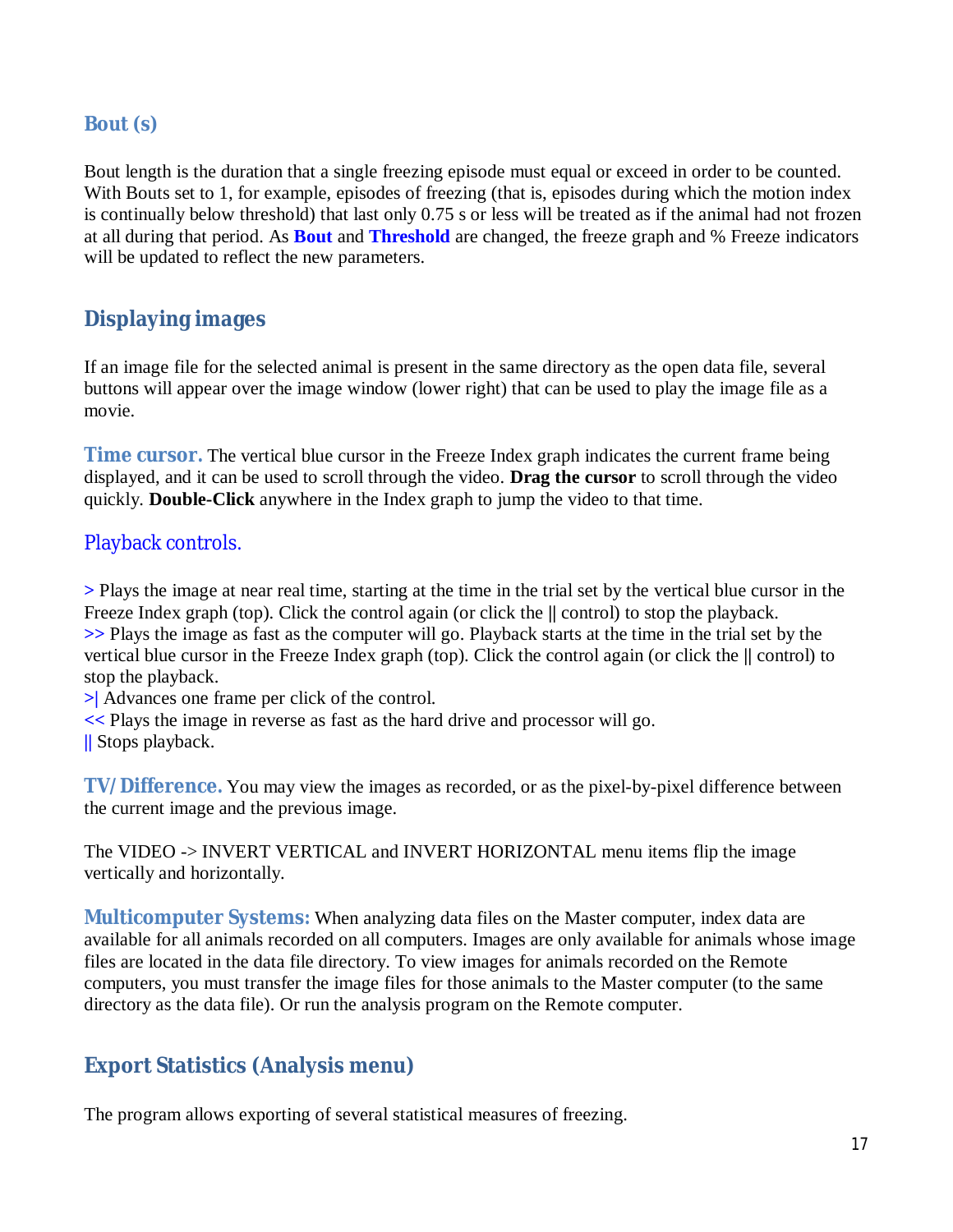### Bout (s)

Bout length is the duration that a single freezing episode must equal or exceed in order to be counted. With Bouts set to 1, for example, episodes of freezing (that is, episodes during which the motion index is continually below threshold) that last only 0.75 s or less will be treated as if the animal had not frozen at all during that period. As **Bout** and **Threshold** are changed, the freeze graph and % Freeze indicators will be updated to reflect the new parameters.

## Displaying images

If an image file for the selected animal is present in the same directory as the open data file, several buttons will appear over the image window (lower right) that can be used to play the image file as a movie.

**Time cursor.** The vertical blue cursor in the Freeze Index graph indicates the current frame being displayed, and it can be used to scroll through the video. **Drag the cursor** to scroll through the video quickly. **Double-Click** anywhere in the Index graph to jump the video to that time.

### Playback controls.

> Plays the image at near real time, starting at the time in the trial set by the vertical blue cursor in the Freeze Index graph (top). Click the control again (or click the || control) to stop the playback.
>> Plays the image as fast as the computer will go. Playback starts at the time in the trial set by the vertical blue cursor in the Freeze Index graph (top). Click the control again (or click the || control) to stop the playback.
>| Advances one frame per click of the control.
<< Plays the image in reverse as fast as the hard drive and processor will go.
|| Stops playback.

**TV/Difference.** You may view the images as recorded, or as the pixel-by-pixel difference between the current image and the previous image.

The VIDEO -> INVERT VERTICAL and INVERT HORIZONTAL menu items flip the image vertically and horizontally.

**Multicomputer Systems:** When analyzing data files on the Master computer, index data are available for all animals recorded on all computers. Images are only available for animals whose image files are located in the data file directory. To view images for animals recorded on the Remote computers, you must transfer the image files for those animals to the Master computer (to the same directory as the data file). Or run the analysis program on the Remote computer.

## Export Statistics (Analysis menu)

The program allows exporting of several statistical measures of freezing.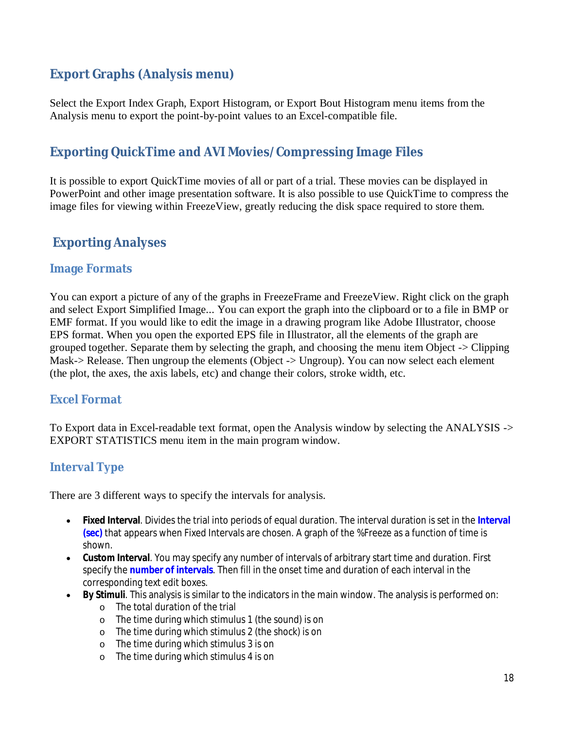## Export Graphs (Analysis menu)

Select the Export Index Graph, Export Histogram, or Export Bout Histogram menu items from the Analysis menu to export the point-by-point values to an Excel-compatible file.

## Exporting QuickTime and AVI Movies/Compressing Image Files

It is possible to export QuickTime movies of all or part of a trial. These movies can be displayed in PowerPoint and other image presentation software. It is also possible to use QuickTime to compress the image files for viewing within FreezeView, greatly reducing the disk space required to store them.

## Exporting Analyses

### Image Formats

You can export a picture of any of the graphs in FreezeFrame and FreezeView. Right click on the graph and select Export Simplified Image... You can export the graph into the clipboard or to a file in BMP or EMF format. If you would like to edit the image in a drawing program like Adobe Illustrator, choose EPS format. When you open the exported EPS file in Illustrator, all the elements of the graph are grouped together. Separate them by selecting the graph, and choosing the menu item Object -> Clipping Mask-> Release. Then ungroup the elements (Object -> Ungroup). You can now select each element (the plot, the axes, the axis labels, etc) and change their colors, stroke width, etc.

### Excel Format

To Export data in Excel-readable text format, open the Analysis window by selecting the ANALYSIS -> EXPORT STATISTICS menu item in the main program window.

### Interval Type

There are 3 different ways to specify the intervals for analysis.

- **Fixed Interval**. Divides the trial into periods of equal duration. The interval duration is set in the **Interval (sec)** that appears when Fixed Intervals are chosen. A graph of the %Freeze as a function of time is shown.
- **Custom Interval**. You may specify any number of intervals of arbitrary start time and duration. First specify the **number of intervals**. Then fill in the onset time and duration of each interval in the corresponding text edit boxes.
- **By Stimuli**. This analysis is similar to the indicators in the main window. The analysis is performed on:
  - The total duration of the trial
  - The time during which stimulus 1 (the sound) is on
  - The time during which stimulus 2 (the shock) is on
  - The time during which stimulus 3 is on
  - The time during which stimulus 4 is on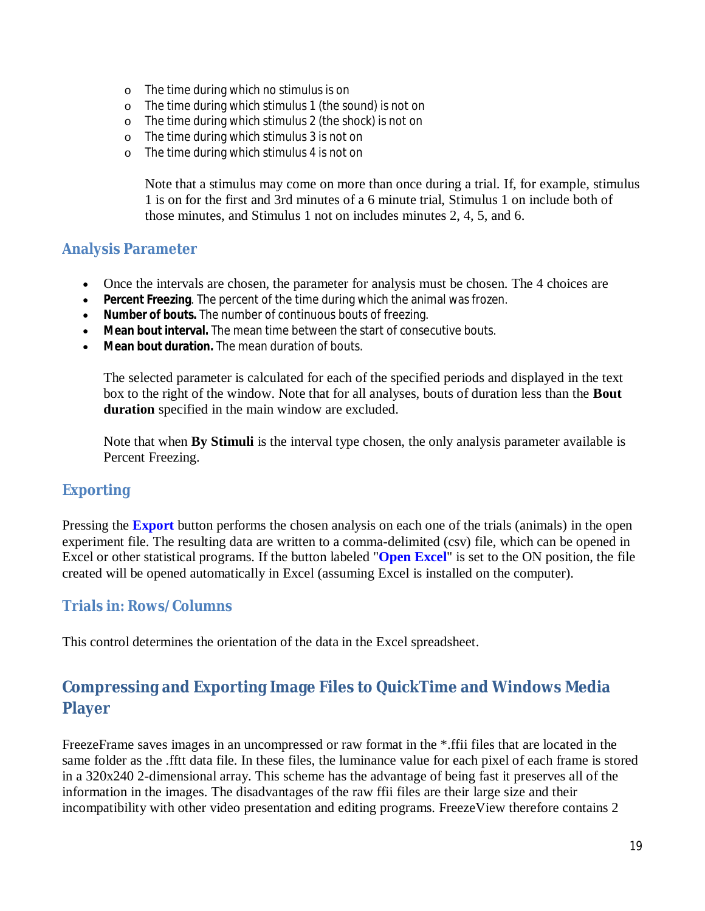- The time during which no stimulus is on
- The time during which stimulus 1 (the sound) is not on
- The time during which stimulus 2 (the shock) is not on
- The time during which stimulus 3 is not on
- The time during which stimulus 4 is not on

  Note that a stimulus may come on more than once during a trial. If, for example, stimulus 1 is on for the first and 3rd minutes of a 6 minute trial, Stimulus 1 on include both of those minutes, and Stimulus 1 not on includes minutes 2, 4, 5, and 6.

### Analysis Parameter

- Once the intervals are chosen, the parameter for analysis must be chosen. The 4 choices are
- **Percent Freezing**. The percent of the time during which the animal was frozen.
- **Number of bouts.** The number of continuous bouts of freezing.
- **Mean bout interval.** The mean time between the start of consecutive bouts.
- **Mean bout duration.** The mean duration of bouts.

  The selected parameter is calculated for each of the specified periods and displayed in the text box to the right of the window. Note that for all analyses, bouts of duration less than the **Bout duration** specified in the main window are excluded.

  Note that when **By Stimuli** is the interval type chosen, the only analysis parameter available is Percent Freezing.

### Exporting

Pressing the **Export** button performs the chosen analysis on each one of the trials (animals) in the open experiment file. The resulting data are written to a comma-delimited (csv) file, which can be opened in Excel or other statistical programs. If the button labeled "**Open Excel**" is set to the ON position, the file created will be opened automatically in Excel (assuming Excel is installed on the computer).

### Trials in: Rows/Columns

This control determines the orientation of the data in the Excel spreadsheet.

## Compressing and Exporting Image Files to QuickTime and Windows Media Player

FreezeFrame saves images in an uncompressed or raw format in the *.ffii files that are located in the same folder as the .fftt data file. In these files, the luminance value for each pixel of each frame is stored in a 320x240 2-dimensional array. This scheme has the advantage of being fast it preserves all of the information in the images. The disadvantages of the raw ffii files are their large size and their incompatibility with other video presentation and editing programs. FreezeView therefore contains 2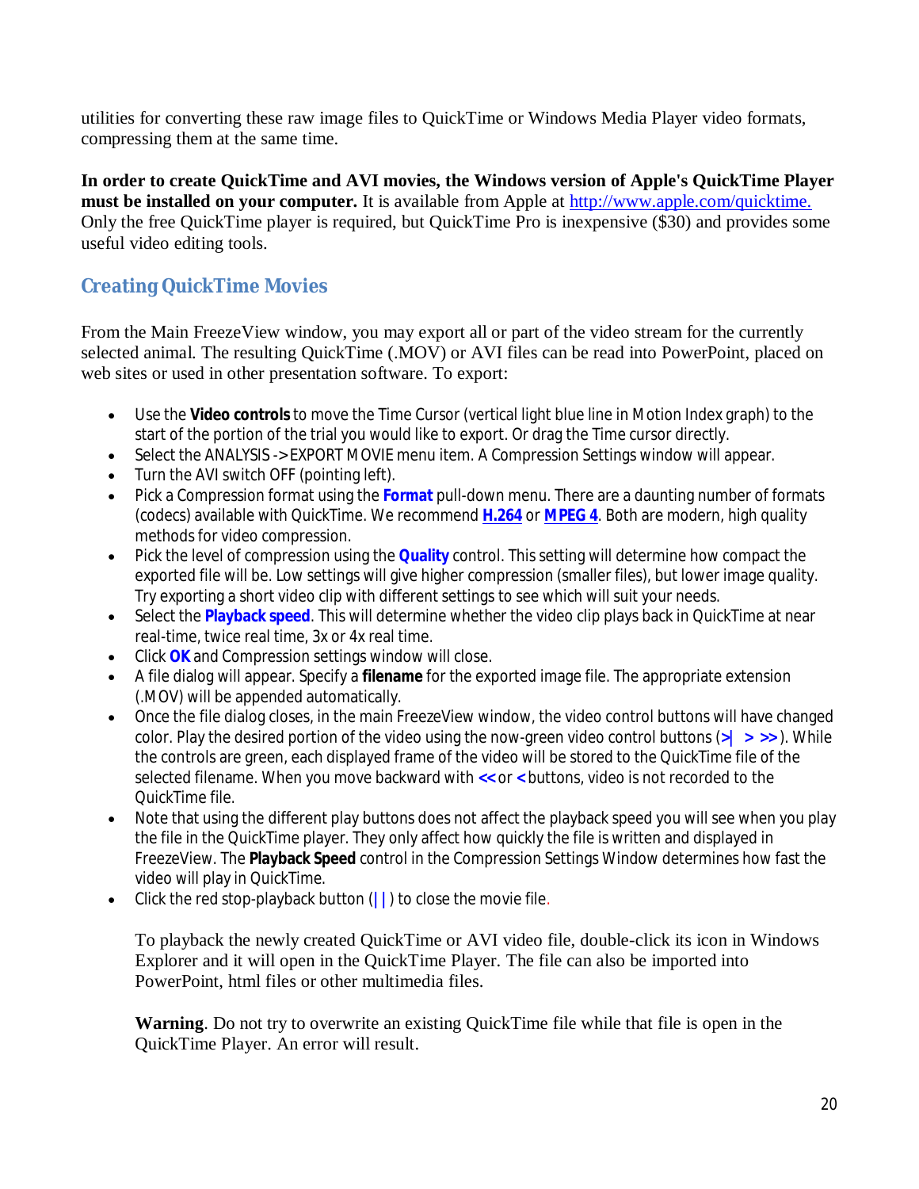utilities for converting these raw image files to QuickTime or Windows Media Player video formats, compressing them at the same time.

**In order to create QuickTime and AVI movies, the Windows version of Apple's QuickTime Player must be installed on your computer.** It is available from Apple at http://www.apple.com/quicktime. Only the free QuickTime player is required, but QuickTime Pro is inexpensive ($30) and provides some useful video editing tools.

## Creating QuickTime Movies

From the Main FreezeView window, you may export all or part of the video stream for the currently selected animal. The resulting QuickTime (.MOV) or AVI files can be read into PowerPoint, placed on web sites or used in other presentation software. To export:

- Use the **Video controls** to move the Time Cursor (vertical light blue line in Motion Index graph) to the start of the portion of the trial you would like to export. Or drag the Time cursor directly.
- Select the ANALYSIS -> EXPORT MOVIE menu item. A Compression Settings window will appear.
- Turn the AVI switch OFF (pointing left).
- Pick a Compression format using the **Format** pull-down menu. There are a daunting number of formats (codecs) available with QuickTime. We recommend **H.264** or **MPEG 4**. Both are modern, high quality methods for video compression.
- Pick the level of compression using the **Quality** control. This setting will determine how compact the exported file will be. Low settings will give higher compression (smaller files), but lower image quality. Try exporting a short video clip with different settings to see which will suit your needs.
- Select the **Playback speed**. This will determine whether the video clip plays back in QuickTime at near real-time, twice real time, 3x or 4x real time.
- Click **OK** and Compression settings window will close.
- A file dialog will appear. Specify a **filename** for the exported image file. The appropriate extension (.MOV) will be appended automatically.
- Once the file dialog closes, in the main FreezeView window, the video control buttons will have changed color. Play the desired portion of the video using the now-green video control buttons (**>|** **>** **>>**). While the controls are green, each displayed frame of the video will be stored to the QuickTime file of the selected filename. When you move backward with **<<** or **<** buttons, video is not recorded to the QuickTime file.
- Note that using the different play buttons does not affect the playback speed you will see when you play the file in the QuickTime player. They only affect how quickly the file is written and displayed in FreezeView. The **Playback Speed** control in the Compression Settings Window determines how fast the video will play in QuickTime.
- Click the red stop-playback button (**||**) to close the movie file.

To playback the newly created QuickTime or AVI video file, double-click its icon in Windows Explorer and it will open in the QuickTime Player. The file can also be imported into PowerPoint, html files or other multimedia files.

**Warning**. Do not try to overwrite an existing QuickTime file while that file is open in the QuickTime Player. An error will result.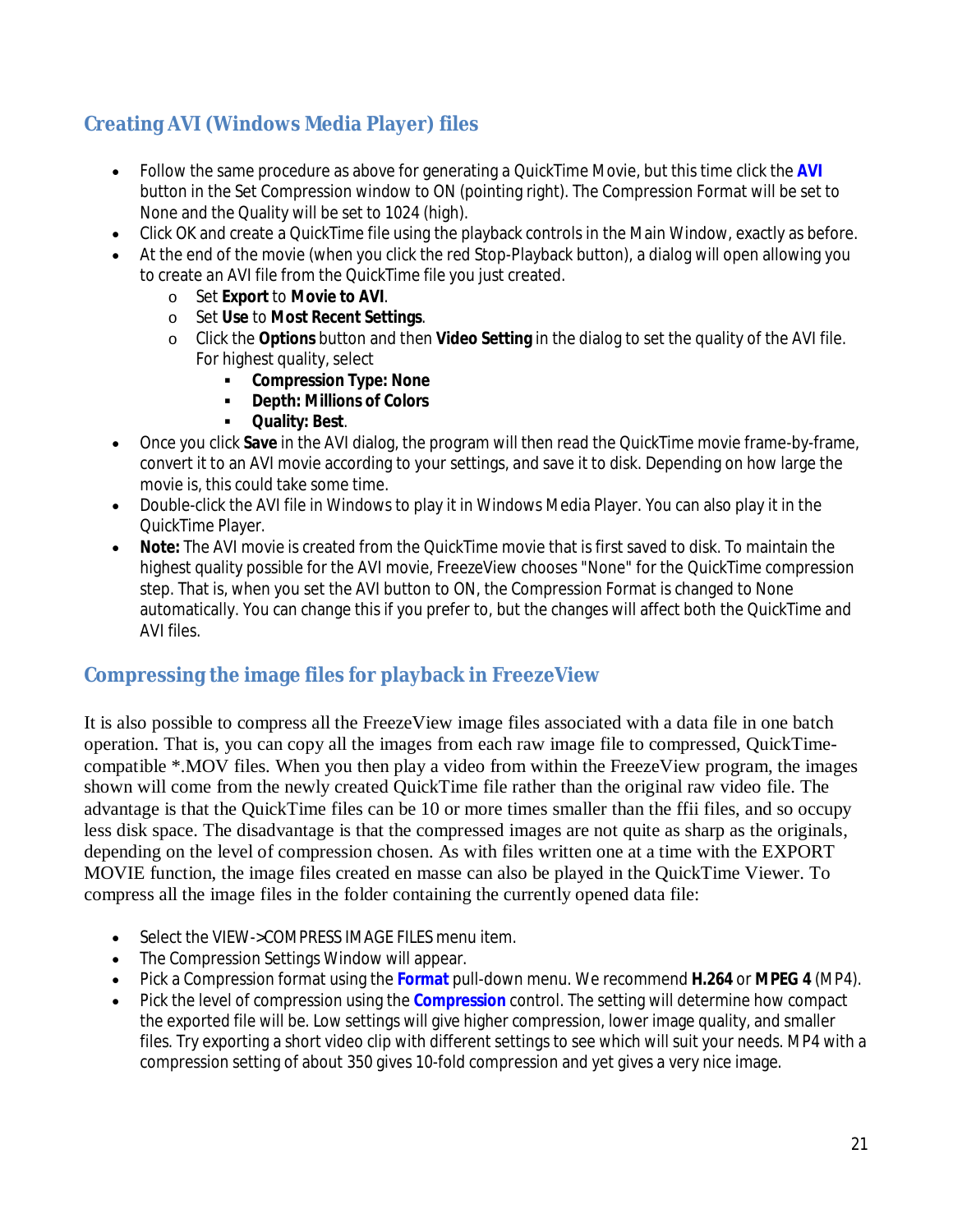## Creating AVI (Windows Media Player) files

- Follow the same procedure as above for generating a QuickTime Movie, but this time click the **AVI** button in the Set Compression window to ON (pointing right). The Compression Format will be set to None and the Quality will be set to 1024 (high).
- Click OK and create a QuickTime file using the playback controls in the Main Window, exactly as before.
- At the end of the movie (when you click the red Stop-Playback button), a dialog will open allowing you to create an AVI file from the QuickTime file you just created.
  - Set **Export** to **Movie to AVI**.
  - Set **Use** to **Most Recent Settings**.
  - Click the **Options** button and then **Video Setting** in the dialog to set the quality of the AVI file. For highest quality, select
    - **Compression Type: None**
    - **Depth: Millions of Colors**
    - **Quality: Best**.
- Once you click **Save** in the AVI dialog, the program will then read the QuickTime movie frame-by-frame, convert it to an AVI movie according to your settings, and save it to disk. Depending on how large the movie is, this could take some time.
- Double-click the AVI file in Windows to play it in Windows Media Player. You can also play it in the QuickTime Player.
- **Note:** The AVI movie is created from the QuickTime movie that is first saved to disk. To maintain the highest quality possible for the AVI movie, FreezeView chooses "None" for the QuickTime compression step. That is, when you set the AVI button to ON, the Compression Format is changed to None automatically. You can change this if you prefer to, but the changes will affect both the QuickTime and AVI files.

## Compressing the image files for playback in FreezeView

It is also possible to compress all the FreezeView image files associated with a data file in one batch operation. That is, you can copy all the images from each raw image file to compressed, QuickTime-compatible *.MOV files. When you then play a video from within the FreezeView program, the images shown will come from the newly created QuickTime file rather than the original raw video file. The advantage is that the QuickTime files can be 10 or more times smaller than the ffii files, and so occupy less disk space. The disadvantage is that the compressed images are not quite as sharp as the originals, depending on the level of compression chosen. As with files written one at a time with the EXPORT MOVIE function, the image files created en masse can also be played in the QuickTime Viewer. To compress all the image files in the folder containing the currently opened data file:

- Select the VIEW->COMPRESS IMAGE FILES menu item.
- The Compression Settings Window will appear.
- Pick a Compression format using the **Format** pull-down menu. We recommend **H.264** or **MPEG 4** (MP4).
- Pick the level of compression using the **Compression** control. The setting will determine how compact the exported file will be. Low settings will give higher compression, lower image quality, and smaller files. Try exporting a short video clip with different settings to see which will suit your needs. MP4 with a compression setting of about 350 gives 10-fold compression and yet gives a very nice image.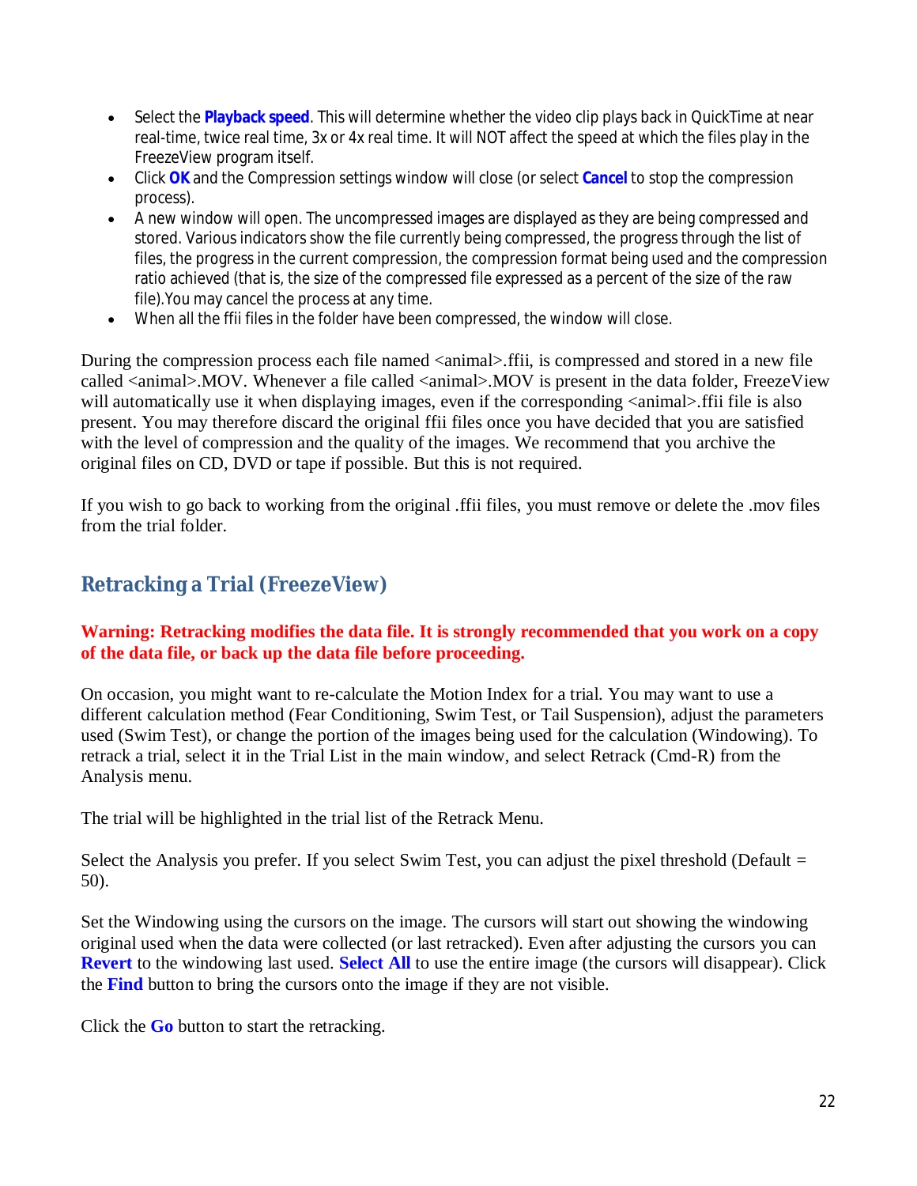- Select the **Playback speed**. This will determine whether the video clip plays back in QuickTime at near real-time, twice real time, 3x or 4x real time. It will NOT affect the speed at which the files play in the FreezeView program itself.
- Click **OK** and the Compression settings window will close (or select **Cancel** to stop the compression process).
- A new window will open. The uncompressed images are displayed as they are being compressed and stored. Various indicators show the file currently being compressed, the progress through the list of files, the progress in the current compression, the compression format being used and the compression ratio achieved (that is, the size of the compressed file expressed as a percent of the size of the raw file).You may cancel the process at any time.
- When all the ffii files in the folder have been compressed, the window will close.

During the compression process each file named <animal>.ffii, is compressed and stored in a new file called <animal>.MOV. Whenever a file called <animal>.MOV is present in the data folder, FreezeView will automatically use it when displaying images, even if the corresponding <animal>.ffii file is also present. You may therefore discard the original ffii files once you have decided that you are satisfied with the level of compression and the quality of the images. We recommend that you archive the original files on CD, DVD or tape if possible. But this is not required.

If you wish to go back to working from the original .ffii files, you must remove or delete the .mov files from the trial folder.

## Retracking a Trial (FreezeView)

**Warning: Retracking modifies the data file. It is strongly recommended that you work on a copy of the data file, or back up the data file before proceeding.**

On occasion, you might want to re-calculate the Motion Index for a trial. You may want to use a different calculation method (Fear Conditioning, Swim Test, or Tail Suspension), adjust the parameters used (Swim Test), or change the portion of the images being used for the calculation (Windowing). To retrack a trial, select it in the Trial List in the main window, and select Retrack (Cmd-R) from the Analysis menu.

The trial will be highlighted in the trial list of the Retrack Menu.

Select the Analysis you prefer. If you select Swim Test, you can adjust the pixel threshold (Default = 50).

Set the Windowing using the cursors on the image. The cursors will start out showing the windowing original used when the data were collected (or last retracked). Even after adjusting the cursors you can **Revert** to the windowing last used. **Select All** to use the entire image (the cursors will disappear). Click the **Find** button to bring the cursors onto the image if they are not visible.

Click the **Go** button to start the retracking.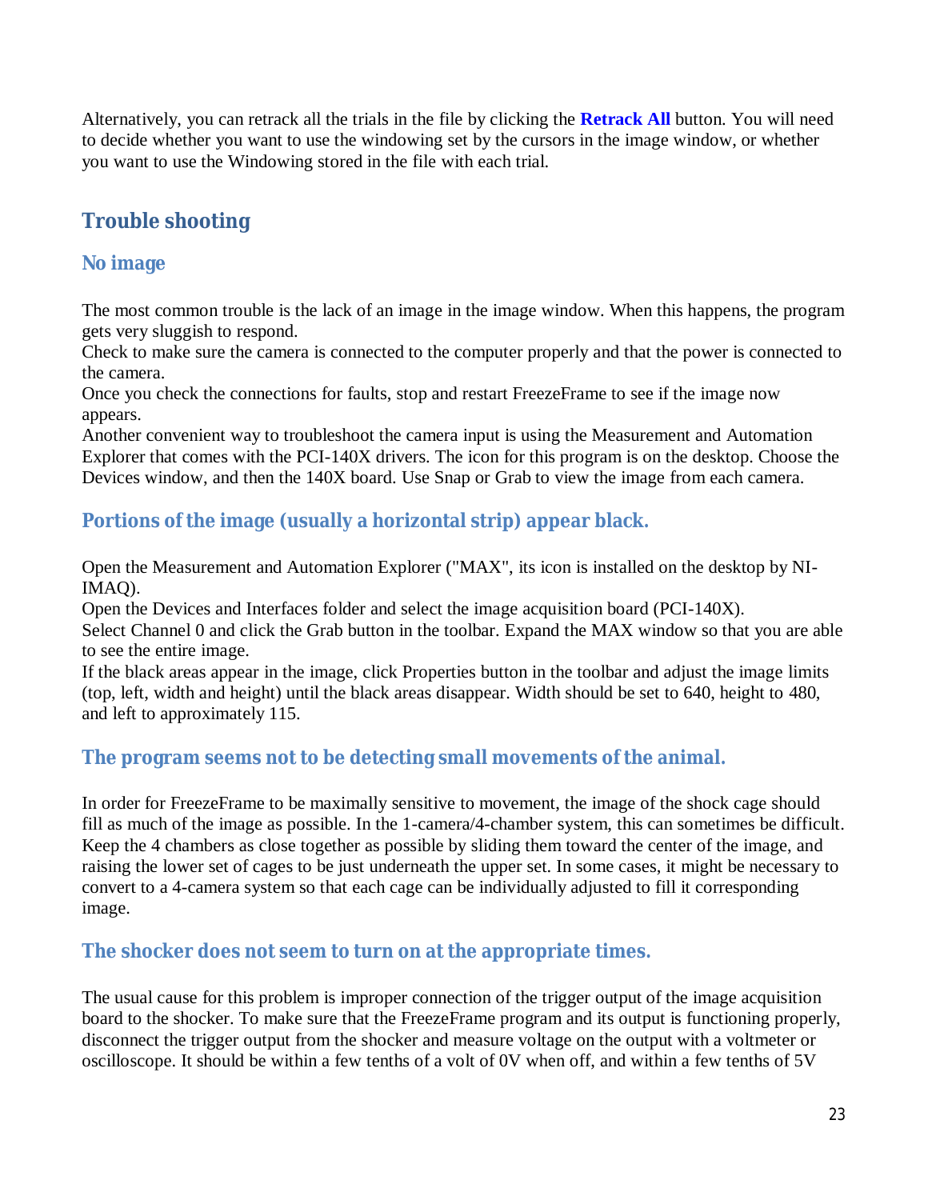Alternatively, you can retrack all the trials in the file by clicking the **Retrack All** button. You will need to decide whether you want to use the windowing set by the cursors in the image window, or whether you want to use the Windowing stored in the file with each trial.

## Trouble shooting

### No image

The most common trouble is the lack of an image in the image window. When this happens, the program gets very sluggish to respond.
Check to make sure the camera is connected to the computer properly and that the power is connected to the camera.
Once you check the connections for faults, stop and restart FreezeFrame to see if the image now appears.
Another convenient way to troubleshoot the camera input is using the Measurement and Automation Explorer that comes with the PCI-140X drivers. The icon for this program is on the desktop. Choose the Devices window, and then the 140X board. Use Snap or Grab to view the image from each camera.

### Portions of the image (usually a horizontal strip) appear black.

Open the Measurement and Automation Explorer ("MAX", its icon is installed on the desktop by NI-IMAQ).
Open the Devices and Interfaces folder and select the image acquisition board (PCI-140X).
Select Channel 0 and click the Grab button in the toolbar. Expand the MAX window so that you are able to see the entire image.
If the black areas appear in the image, click Properties button in the toolbar and adjust the image limits (top, left, width and height) until the black areas disappear. Width should be set to 640, height to 480, and left to approximately 115.

### The program seems not to be detecting small movements of the animal.

In order for FreezeFrame to be maximally sensitive to movement, the image of the shock cage should fill as much of the image as possible. In the 1-camera/4-chamber system, this can sometimes be difficult. Keep the 4 chambers as close together as possible by sliding them toward the center of the image, and raising the lower set of cages to be just underneath the upper set. In some cases, it might be necessary to convert to a 4-camera system so that each cage can be individually adjusted to fill it corresponding image.

### The shocker does not seem to turn on at the appropriate times.

The usual cause for this problem is improper connection of the trigger output of the image acquisition board to the shocker. To make sure that the FreezeFrame program and its output is functioning properly, disconnect the trigger output from the shocker and measure voltage on the output with a voltmeter or oscilloscope. It should be within a few tenths of a volt of 0V when off, and within a few tenths of 5V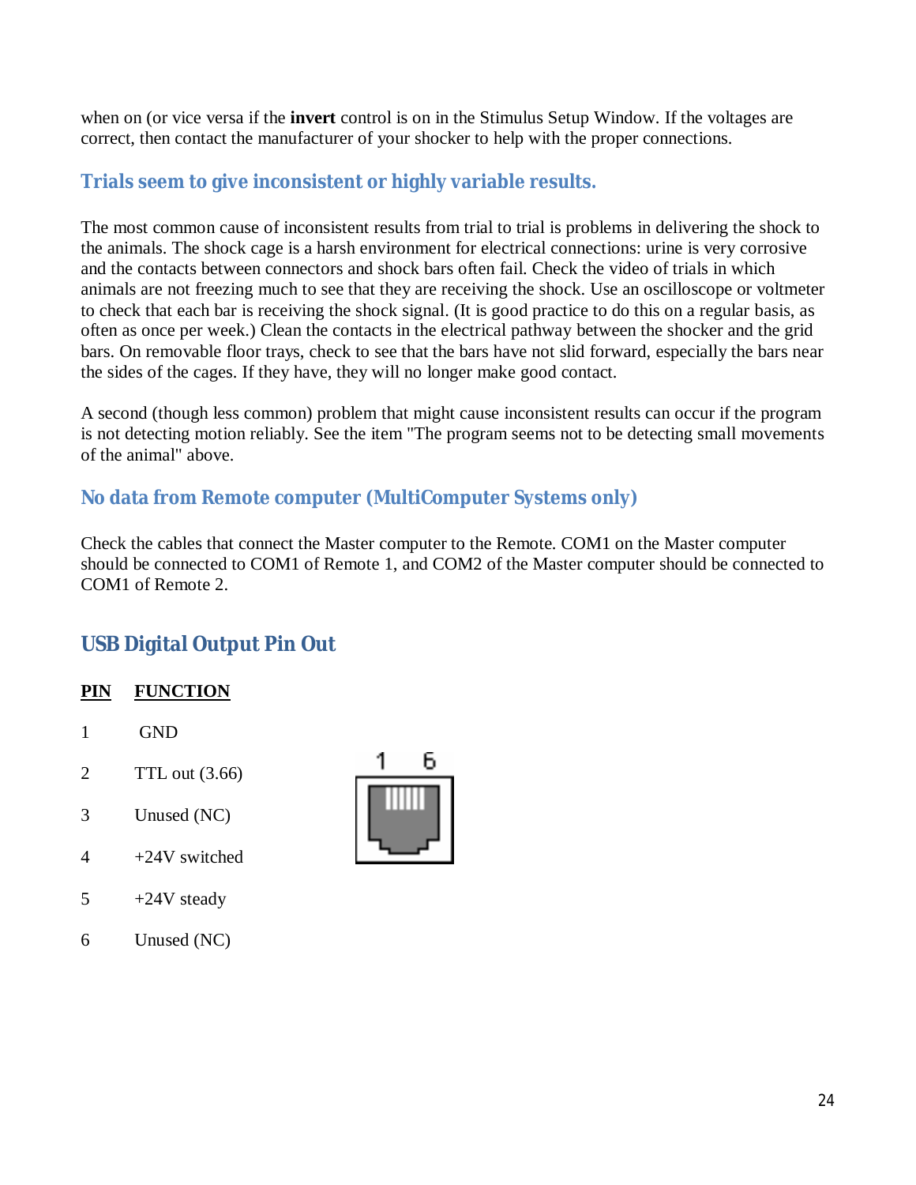when on (or vice versa if the **invert** control is on in the Stimulus Setup Window. If the voltages are correct, then contact the manufacturer of your shocker to help with the proper connections.

### Trials seem to give inconsistent or highly variable results.

The most common cause of inconsistent results from trial to trial is problems in delivering the shock to the animals. The shock cage is a harsh environment for electrical connections: urine is very corrosive and the contacts between connectors and shock bars often fail. Check the video of trials in which animals are not freezing much to see that they are receiving the shock. Use an oscilloscope or voltmeter to check that each bar is receiving the shock signal. (It is good practice to do this on a regular basis, as often as once per week.) Clean the contacts in the electrical pathway between the shocker and the grid bars. On removable floor trays, check to see that the bars have not slid forward, especially the bars near the sides of the cages. If they have, they will no longer make good contact.

A second (though less common) problem that might cause inconsistent results can occur if the program is not detecting motion reliably. See the item "The program seems not to be detecting small movements of the animal" above.

### No data from Remote computer (MultiComputer Systems only)

Check the cables that connect the Master computer to the Remote. COM1 on the Master computer should be connected to COM1 of Remote 1, and COM2 of the Master computer should be connected to COM1 of Remote 2.

## USB Digital Output Pin Out

| PIN | FUNCTION |
|---|---|
| 1 | GND |
| 2 | TTL out (3.66) |
| 3 | Unused (NC) |
| 4 | +24V switched |
| 5 | +24V steady |
| 6 | Unused (NC) |

1 6